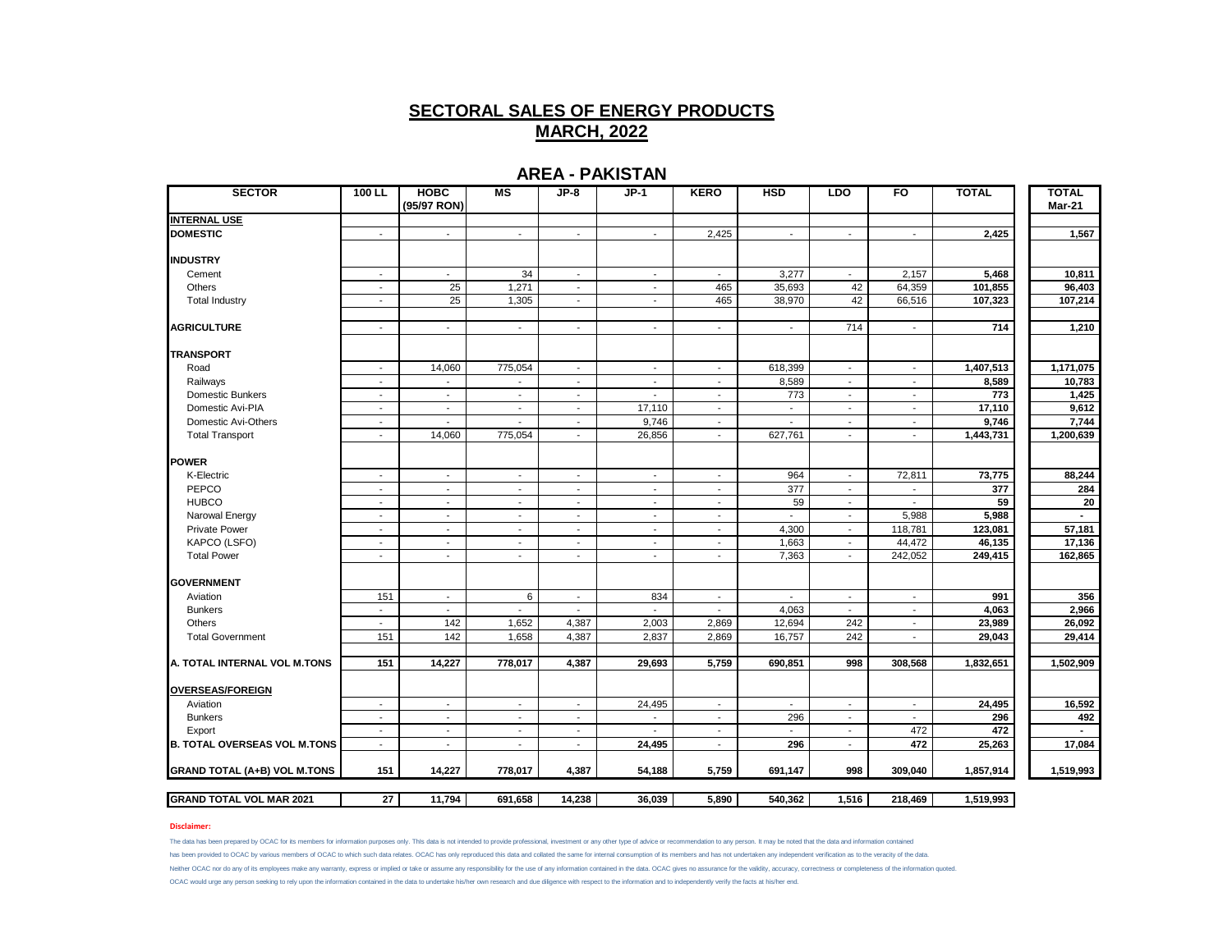# SECTORAL SALES OF ENERGY PRODUCTS

## MARCH, 2022

### AREA - PAKISTAN

| SECTOR | 100 LL | HOBC (95/97 RON) | MS | JP-8 | JP-1 | KERO | HSD | LDO | FO | TOTAL | TOTAL Mar-21 |
|---|---|---|---|---|---|---|---|---|---|---|---|
| **INTERNAL USE** | | | | | | | | | | | |
| **DOMESTIC** | - | - | - | - | - | 2,425 | - | - | - | **2,425** | **1,567** |
| **INDUSTRY** | | | | | | | | | | | |
| Cement | - | - | 34 | - | - | - | 3,277 | - | 2,157 | **5,468** | **10,811** |
| Others | - | 25 | 1,271 | - | - | 465 | 35,693 | 42 | 64,359 | **101,855** | **96,403** |
| Total Industry | - | 25 | 1,305 | - | - | 465 | 38,970 | 42 | 66,516 | **107,323** | **107,214** |
| **AGRICULTURE** | - | - | - | - | - | - | - | 714 | - | **714** | **1,210** |
| **TRANSPORT** | | | | | | | | | | | |
| Road | - | 14,060 | 775,054 | - | - | - | 618,399 | - | - | **1,407,513** | **1,171,075** |
| Railways | - | - | - | - | - | - | 8,589 | - | - | **8,589** | **10,783** |
| Domestic Bunkers | - | - | - | - | - | - | 773 | - | - | **773** | **1,425** |
| Domestic Avi-PIA | - | - | - | - | 17,110 | - | - | - | - | **17,110** | **9,612** |
| Domestic Avi-Others | - | - | - | - | 9,746 | - | - | - | - | **9,746** | **7,744** |
| Total Transport | - | 14,060 | 775,054 | - | 26,856 | - | 627,761 | - | - | **1,443,731** | **1,200,639** |
| **POWER** | | | | | | | | | | | |
| K-Electric | - | - | - | - | - | - | 964 | - | 72,811 | **73,775** | **88,244** |
| PEPCO | - | - | - | - | - | - | 377 | - | - | **377** | **284** |
| HUBCO | - | - | - | - | - | - | 59 | - | - | **59** | **20** |
| Narowal Energy | - | - | - | - | - | - | - | - | 5,988 | **5,988** | **-** |
| Private Power | - | - | - | - | - | - | 4,300 | - | 118,781 | **123,081** | **57,181** |
| KAPCO (LSFO) | - | - | - | - | - | - | 1,663 | - | 44,472 | **46,135** | **17,136** |
| Total Power | - | - | - | - | - | - | 7,363 | - | 242,052 | **249,415** | **162,865** |
| **GOVERNMENT** | | | | | | | | | | | |
| Aviation | 151 | - | 6 | - | 834 | - | - | - | - | **991** | **356** |
| Bunkers | - | - | - | - | - | - | 4,063 | - | - | **4,063** | **2,966** |
| Others | - | 142 | 1,652 | 4,387 | 2,003 | 2,869 | 12,694 | 242 | - | **23,989** | **26,092** |
| Total Government | 151 | 142 | 1,658 | 4,387 | 2,837 | 2,869 | 16,757 | 242 | - | **29,043** | **29,414** |
| **A. TOTAL INTERNAL VOL M.TONS** | **151** | **14,227** | **778,017** | **4,387** | **29,693** | **5,759** | **690,851** | **998** | **308,568** | **1,832,651** | **1,502,909** |
| **OVERSEAS/FOREIGN** | | | | | | | | | | | |
| Aviation | - | - | - | - | 24,495 | - | - | - | - | **24,495** | **16,592** |
| Bunkers | - | - | - | - | - | - | 296 | - | - | **296** | **492** |
| Export | - | - | - | - | - | - | - | - | 472 | **472** | **-** |
| **B. TOTAL OVERSEAS VOL M.TONS** | - | - | - | - | **24,495** | - | **296** | - | **472** | **25,263** | **17,084** |
| **GRAND TOTAL (A+B) VOL M.TONS** | **151** | **14,227** | **778,017** | **4,387** | **54,188** | **5,759** | **691,147** | **998** | **309,040** | **1,857,914** | **1,519,993** |
| **GRAND TOTAL VOL MAR 2021** | **27** | **11,794** | **691,658** | **14,238** | **36,039** | **5,890** | **540,362** | **1,516** | **218,469** | **1,519,993** | |

**Disclaimer:**

The data has been prepared by OCAC for its members for information purposes only. This data is not intended to provide professional, investment or any other type of advice or recommendation to any person. It may be noted that the data and information contained has been provided to OCAC by various members of OCAC to which such data relates. OCAC has only reproduced this data and collated the same for internal consumption of its members and has not undertaken any independent verification as to the veracity of the data. Neither OCAC nor do any of its employees make any warranty, express or implied or take or assume any responsibility for the use of any information contained in the data. OCAC gives no assurance for the validity, accuracy, correctness or completeness of the information quoted. OCAC would urge any person seeking to rely upon the information contained in the data to undertake his/her own research and due diligence with respect to the information and to independently verify the facts at his/her end.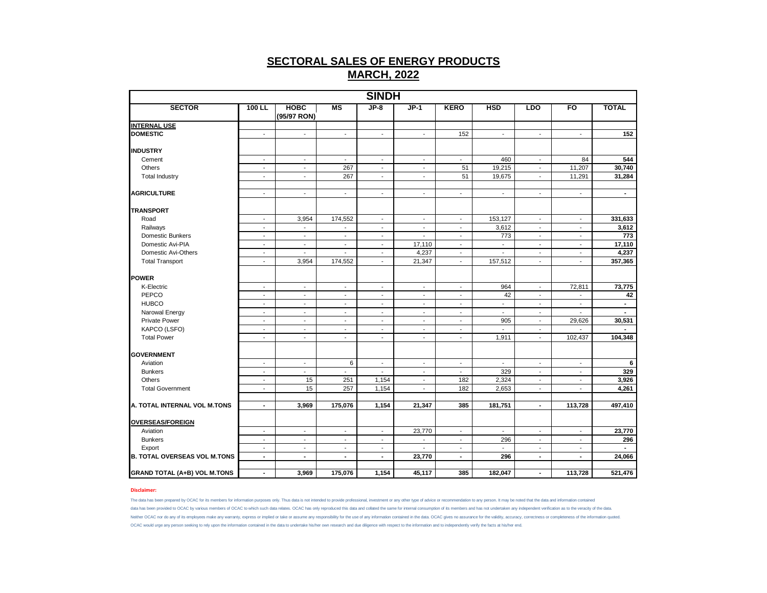# SECTORAL SALES OF ENERGY PRODUCTS

## MARCH, 2022

| SINDH | | | | | | | | | | |
|---|---|---|---|---|---|---|---|---|---|---|
| **SECTOR** | **100 LL** | **HOBC (95/97 RON)** | **MS** | **JP-8** | **JP-1** | **KERO** | **HSD** | **LDO** | **FO** | **TOTAL** |
| **INTERNAL USE** | | | | | | | | | | |
| **DOMESTIC** | - | - | - | - | - | 152 | - | - | - | **152** |
| **INDUSTRY** | | | | | | | | | | |
| Cement | - | - | - | - | - | - | 460 | - | 84 | **544** |
| Others | - | - | 267 | - | - | 51 | 19,215 | - | 11,207 | **30,740** |
| Total Industry | - | - | 267 | - | - | 51 | 19,675 | - | 11,291 | **31,284** |
| **AGRICULTURE** | - | - | - | - | - | - | - | - | - | **-** |
| **TRANSPORT** | | | | | | | | | | |
| Road | - | 3,954 | 174,552 | - | - | - | 153,127 | - | - | **331,633** |
| Railways | - | - | - | - | - | - | 3,612 | - | - | **3,612** |
| Domestic Bunkers | - | - | - | - | - | - | 773 | - | - | **773** |
| Domestic Avi-PIA | - | - | - | - | 17,110 | - | - | - | - | **17,110** |
| Domestic Avi-Others | - | - | - | - | 4,237 | - | - | - | - | **4,237** |
| Total Transport | - | 3,954 | 174,552 | - | 21,347 | - | 157,512 | - | - | **357,365** |
| **POWER** | | | | | | | | | | |
| K-Electric | - | - | - | - | - | - | 964 | - | 72,811 | **73,775** |
| PEPCO | - | - | - | - | - | - | 42 | - | - | **42** |
| HUBCO | - | - | - | - | - | - | - | - | - | **-** |
| Narowal Energy | - | - | - | - | - | - | - | - | - | **-** |
| Private Power | - | - | - | - | - | - | 905 | - | 29,626 | **30,531** |
| KAPCO (LSFO) | - | - | - | - | - | - | - | - | - | **-** |
| Total Power | - | - | - | - | - | - | 1,911 | - | 102,437 | **104,348** |
| **GOVERNMENT** | | | | | | | | | | |
| Aviation | - | - | 6 | - | - | - | - | - | - | **6** |
| Bunkers | - | - | - | - | - | - | 329 | - | - | **329** |
| Others | - | 15 | 251 | 1,154 | - | 182 | 2,324 | - | - | **3,926** |
| Total Government | - | 15 | 257 | 1,154 | - | 182 | 2,653 | - | - | **4,261** |
| **A. TOTAL INTERNAL VOL M.TONS** | **-** | **3,969** | **175,076** | **1,154** | **21,347** | **385** | **181,751** | **-** | **113,728** | **497,410** |
| **OVERSEAS/FOREIGN** | | | | | | | | | | |
| Aviation | - | - | - | - | 23,770 | - | - | - | - | **23,770** |
| Bunkers | - | - | - | - | - | - | 296 | - | - | **296** |
| Export | - | - | - | - | - | - | - | - | - | **-** |
| **B. TOTAL OVERSEAS VOL M.TONS** | **-** | **-** | **-** | **-** | **23,770** | **-** | **296** | **-** | **-** | **24,066** |
| **GRAND TOTAL (A+B) VOL M.TONS** | **-** | **3,969** | **175,076** | **1,154** | **45,117** | **385** | **182,047** | **-** | **113,728** | **521,476** |

**Disclaimer:**

The data has been prepared by OCAC for its members for information purposes only. Thus data is not intended to provide professional, investment or any other type of advice or recommendation to any person. It may be noted that the data and information contained data has been provided to OCAC by various members of OCAC to which such data relates. OCAC has only reproduced this data and collated the same for internal consumption of its members and has not undertaken any independent verification as to the veracity of the data. Neither OCAC nor do any of its employees make any warranty, express or implied or take or assume any responsibility for the use of any information contained in the data. OCAC gives no assurance for the validity, accuracy, correctness or completeness of the information quoted. OCAC would urge any person seeking to rely upon the information contained in the data to undertake his/her own research and due diligence with respect to the information and to independently verify the facts at his/her end.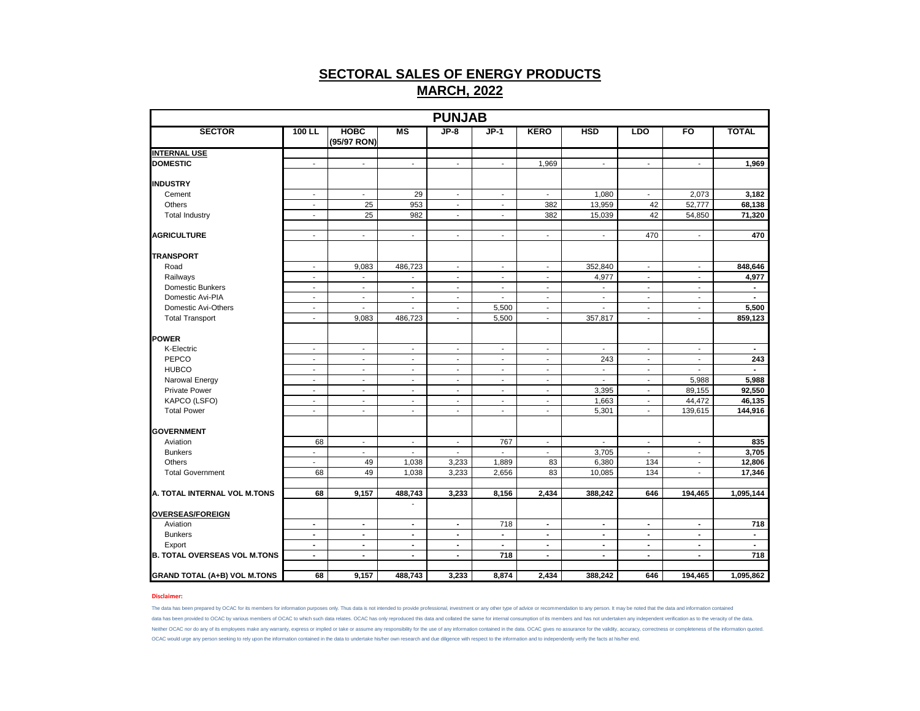# SECTORAL SALES OF ENERGY PRODUCTS

## MARCH, 2022

| PUNJAB | | | | | | | | | | |
|---|---|---|---|---|---|---|---|---|---|---|
| **SECTOR** | **100 LL** | **HOBC (95/97 RON)** | **MS** | **JP-8** | **JP-1** | **KERO** | **HSD** | **LDO** | **FO** | **TOTAL** |
| **INTERNAL USE** | | | | | | | | | | |
| **DOMESTIC** | - | - | - | - | - | 1,969 | - | - | - | **1,969** |
| **INDUSTRY** | | | | | | | | | | |
| Cement | - | - | 29 | - | - | - | 1,080 | - | 2,073 | **3,182** |
| Others | - | 25 | 953 | - | - | 382 | 13,959 | 42 | 52,777 | **68,138** |
| Total Industry | - | 25 | 982 | - | - | 382 | 15,039 | 42 | 54,850 | **71,320** |
| **AGRICULTURE** | - | - | - | - | - | - | - | 470 | - | **470** |
| **TRANSPORT** | | | | | | | | | | |
| Road | - | 9,083 | 486,723 | - | - | - | 352,840 | - | - | **848,646** |
| Railways | - | - | - | - | - | - | 4,977 | - | - | **4,977** |
| Domestic Bunkers | - | - | - | - | - | - | - | - | - | **-** |
| Domestic Avi-PIA | - | - | - | - | - | - | - | - | - | **-** |
| Domestic Avi-Others | - | - | - | - | 5,500 | - | - | - | - | **5,500** |
| Total Transport | - | 9,083 | 486,723 | - | 5,500 | - | 357,817 | - | - | **859,123** |
| **POWER** | | | | | | | | | | |
| K-Electric | - | - | - | - | - | - | - | - | - | **-** |
| PEPCO | - | - | - | - | - | - | 243 | - | - | **243** |
| HUBCO | - | - | - | - | - | - | - | - | - | **-** |
| Narowal Energy | - | - | - | - | - | - | - | - | 5,988 | **5,988** |
| Private Power | - | - | - | - | - | - | 3,395 | - | 89,155 | **92,550** |
| KAPCO (LSFO) | - | - | - | - | - | - | 1,663 | - | 44,472 | **46,135** |
| Total Power | - | - | - | - | - | - | 5,301 | - | 139,615 | **144,916** |
| **GOVERNMENT** | | | | | | | | | | |
| Aviation | 68 | - | - | - | 767 | - | - | - | - | **835** |
| Bunkers | - | - | - | - | - | - | 3,705 | - | - | **3,705** |
| Others | - | 49 | 1,038 | 3,233 | 1,889 | 83 | 6,380 | 134 | - | **12,806** |
| Total Government | 68 | 49 | 1,038 | 3,233 | 2,656 | 83 | 10,085 | 134 | - | **17,346** |
| **A. TOTAL INTERNAL VOL M.TONS** | **68** | **9,157** | **488,743** | **3,233** | **8,156** | **2,434** | **388,242** | **646** | **194,465** | **1,095,144** |
| **OVERSEAS/FOREIGN** | | | - | | | | | | | |
| Aviation | **-** | **-** | **-** | **-** | 718 | **-** | **-** | **-** | **-** | **718** |
| Bunkers | **-** | **-** | **-** | **-** | **-** | **-** | **-** | **-** | **-** | **-** |
| Export | **-** | **-** | **-** | **-** | **-** | **-** | **-** | **-** | **-** | **-** |
| **B. TOTAL OVERSEAS VOL M.TONS** | **-** | **-** | **-** | **-** | **718** | **-** | **-** | **-** | **-** | **718** |
| **GRAND TOTAL (A+B) VOL M.TONS** | **68** | **9,157** | **488,743** | **3,233** | **8,874** | **2,434** | **388,242** | **646** | **194,465** | **1,095,862** |

**Disclaimer:**

The data has been prepared by OCAC for its members for information purposes only. Thus data is not intended to provide professional, investment or any other type of advice or recommendation to any person. It may be noted that the data and information contained data has been provided to OCAC by various members of OCAC to which such data relates. OCAC has only reproduced this data and collated the same for internal consumption of its members and has not undertaken any independent verification as to the veracity of the data. Neither OCAC nor do any of its employees make any warranty, express or implied or take or assume any responsibility for the use of any information contained in the data. OCAC gives no assurance for the validity, accuracy, correctness or completeness of the information quoted. OCAC would urge any person seeking to rely upon the information contained in the data to undertake his/her own research and due diligence with respect to the information and to independently verify the facts at his/her end.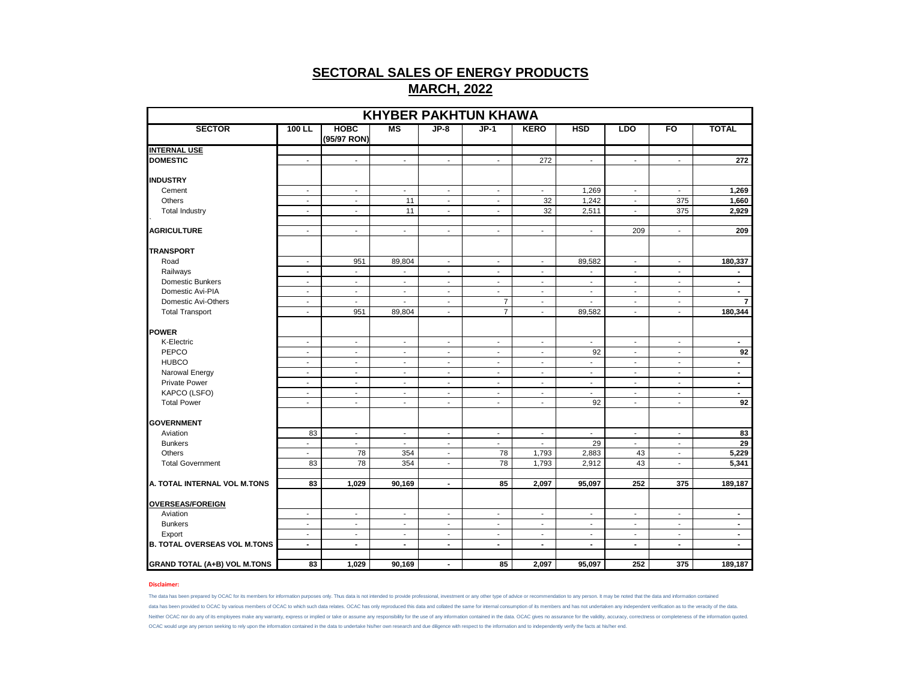# SECTORAL SALES OF ENERGY PRODUCTS

## MARCH, 2022

| KHYBER PAKHTUN KHAWA | | | | | | | | | | |
|---|---|---|---|---|---|---|---|---|---|---|
| **SECTOR** | **100 LL** | **HOBC (95/97 RON)** | **MS** | **JP-8** | **JP-1** | **KERO** | **HSD** | **LDO** | **FO** | **TOTAL** |
| **INTERNAL USE** | | | | | | | | | | |
| **DOMESTIC** | - | - | - | - | - | 272 | - | - | - | **272** |
| **INDUSTRY** | | | | | | | | | | |
| Cement | - | - | - | - | - | - | 1,269 | - | - | **1,269** |
| Others | - | - | 11 | - | - | 32 | 1,242 | - | 375 | **1,660** |
| Total Industry | - | - | 11 | - | - | 32 | 2,511 | - | 375 | **2,929** |
| **AGRICULTURE** | - | - | - | - | - | - | - | 209 | - | **209** |
| **TRANSPORT** | | | | | | | | | | |
| Road | - | 951 | 89,804 | - | - | - | 89,582 | - | - | **180,337** |
| Railways | - | - | - | - | - | - | - | - | - | **-** |
| Domestic Bunkers | - | - | - | - | - | - | - | - | - | **-** |
| Domestic Avi-PIA | - | - | - | - | - | - | - | - | - | **-** |
| Domestic Avi-Others | - | - | - | - | 7 | - | - | - | - | **7** |
| Total Transport | - | 951 | 89,804 | - | 7 | - | 89,582 | - | - | **180,344** |
| **POWER** | | | | | | | | | | |
| K-Electric | - | - | - | - | - | - | - | - | - | **-** |
| PEPCO | - | - | - | - | - | - | 92 | - | - | **92** |
| HUBCO | - | - | - | - | - | - | - | - | - | **-** |
| Narowal Energy | - | - | - | - | - | - | - | - | - | **-** |
| Private Power | - | - | - | - | - | - | - | - | - | **-** |
| KAPCO (LSFO) | - | - | - | - | - | - | - | - | - | **-** |
| Total Power | - | - | - | - | - | - | 92 | - | - | **92** |
| **GOVERNMENT** | | | | | | | | | | |
| Aviation | 83 | - | - | - | - | - | - | - | - | **83** |
| Bunkers | - | - | - | - | - | - | 29 | - | - | **29** |
| Others | - | 78 | 354 | - | 78 | 1,793 | 2,883 | 43 | - | **5,229** |
| Total Government | 83 | 78 | 354 | - | 78 | 1,793 | 2,912 | 43 | - | **5,341** |
| **A. TOTAL INTERNAL VOL M.TONS** | **83** | **1,029** | **90,169** | **-** | **85** | **2,097** | **95,097** | **252** | **375** | **189,187** |
| **OVERSEAS/FOREIGN** | | | | | | | | | | |
| Aviation | - | - | - | - | - | - | - | - | - | **-** |
| Bunkers | - | - | - | - | - | - | - | - | - | **-** |
| Export | - | - | - | - | - | - | - | - | - | **-** |
| **B. TOTAL OVERSEAS VOL M.TONS** | **-** | **-** | **-** | **-** | **-** | **-** | **-** | **-** | **-** | **-** |
| **GRAND TOTAL (A+B) VOL M.TONS** | **83** | **1,029** | **90,169** | **-** | **85** | **2,097** | **95,097** | **252** | **375** | **189,187** |

**Disclaimer:**

The data has been prepared by OCAC for its members for information purposes only. Thus data is not intended to provide professional, investment or any other type of advice or recommendation to any person. It may be noted that the data and information contained data has been provided to OCAC by various members of OCAC to which such data relates. OCAC has only reproduced this data and collated the same for internal consumption of its members and has not undertaken any independent verification as to the veracity of the data. Neither OCAC nor do any of its employees make any warranty, express or implied or take or assume any responsibility for the use of any information contained in the data. OCAC gives no assurance for the validity, accuracy, correctness or completeness of the information quoted. OCAC would urge any person seeking to rely upon the information contained in the data to undertake his/her own research and due diligence with respect to the information and to independently verify the facts at his/her end.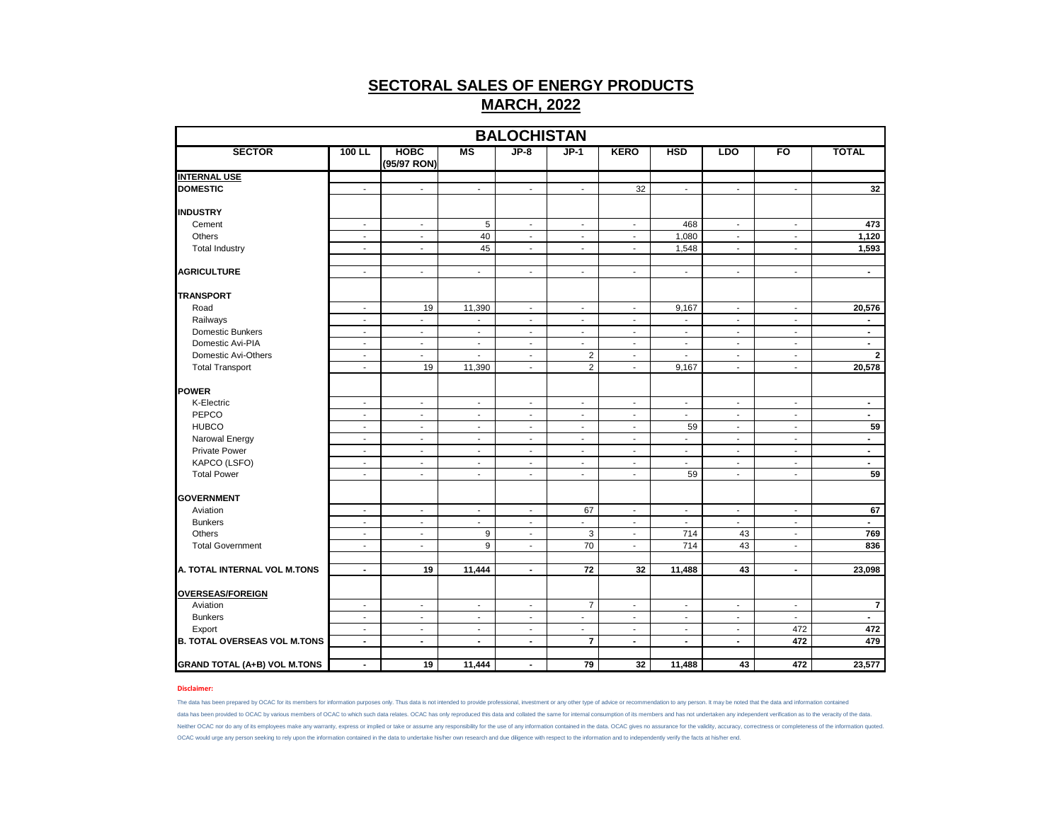# SECTORAL SALES OF ENERGY PRODUCTS

## MARCH, 2022

| BALOCHISTAN | | | | | | | | | | |
|---|---|---|---|---|---|---|---|---|---|---|
| **SECTOR** | **100 LL** | **HOBC (95/97 RON)** | **MS** | **JP-8** | **JP-1** | **KERO** | **HSD** | **LDO** | **FO** | **TOTAL** |
| **INTERNAL USE** | | | | | | | | | | |
| **DOMESTIC** | - | - | - | - | - | 32 | - | - | - | **32** |
| **INDUSTRY** | | | | | | | | | | |
| Cement | - | - | 5 | - | - | - | 468 | - | - | **473** |
| Others | - | - | 40 | - | - | - | 1,080 | - | - | **1,120** |
| Total Industry | - | - | 45 | - | - | - | 1,548 | - | - | **1,593** |
| **AGRICULTURE** | - | - | - | - | - | - | - | - | - | **-** |
| **TRANSPORT** | | | | | | | | | | |
| Road | - | 19 | 11,390 | - | - | - | 9,167 | - | - | **20,576** |
| Railways | - | - | - | - | - | - | - | - | - | **-** |
| Domestic Bunkers | - | - | - | - | - | - | - | - | - | **-** |
| Domestic Avi-PIA | - | - | - | - | - | - | - | - | - | **-** |
| Domestic Avi-Others | - | - | - | - | 2 | - | - | - | - | **2** |
| Total Transport | - | 19 | 11,390 | - | 2 | - | 9,167 | - | - | **20,578** |
| **POWER** | | | | | | | | | | |
| K-Electric | - | - | - | - | - | - | - | - | - | **-** |
| PEPCO | - | - | - | - | - | - | - | - | - | **-** |
| HUBCO | - | - | - | - | - | - | 59 | - | - | **59** |
| Narowal Energy | - | - | - | - | - | - | - | - | - | **-** |
| Private Power | - | - | - | - | - | - | - | - | - | **-** |
| KAPCO (LSFO) | - | - | - | - | - | - | - | - | - | **-** |
| Total Power | - | - | - | - | - | - | 59 | - | - | **59** |
| **GOVERNMENT** | | | | | | | | | | |
| Aviation | - | - | - | - | 67 | - | - | - | - | **67** |
| Bunkers | - | - | - | - | - | - | - | - | - | **-** |
| Others | - | - | 9 | - | 3 | - | 714 | 43 | - | **769** |
| Total Government | - | - | 9 | - | 70 | - | 714 | 43 | - | **836** |
| **A. TOTAL INTERNAL VOL M.TONS** | **-** | **19** | **11,444** | **-** | **72** | **32** | **11,488** | **43** | **-** | **23,098** |
| **OVERSEAS/FOREIGN** | | | | | | | | | | |
| Aviation | - | - | - | - | 7 | - | - | - | - | **7** |
| Bunkers | - | - | - | - | - | - | - | - | - | **-** |
| Export | - | - | - | - | - | - | - | - | 472 | **472** |
| **B. TOTAL OVERSEAS VOL M.TONS** | **-** | **-** | **-** | **-** | **7** | **-** | **-** | **-** | **472** | **479** |
| **GRAND TOTAL (A+B) VOL M.TONS** | **-** | **19** | **11,444** | **-** | **79** | **32** | **11,488** | **43** | **472** | **23,577** |

**Disclaimer:**

The data has been prepared by OCAC for its members for information purposes only. Thus data is not intended to provide professional, investment or any other type of advice or recommendation to any person. It may be noted that the data and information contained data has been provided to OCAC by various members of OCAC to which such data relates. OCAC has only reproduced this data and collated the same for internal consumption of its members and has not undertaken any independent verification as to the veracity of the data. Neither OCAC nor do any of its employees make any warranty, express or implied or take or assume any responsibility for the use of any information contained in the data. OCAC gives no assurance for the validity, accuracy, correctness or completeness of the information quoted. OCAC would urge any person seeking to rely upon the information contained in the data to undertake his/her own research and due diligence with respect to the information and to independently verify the facts at his/her end.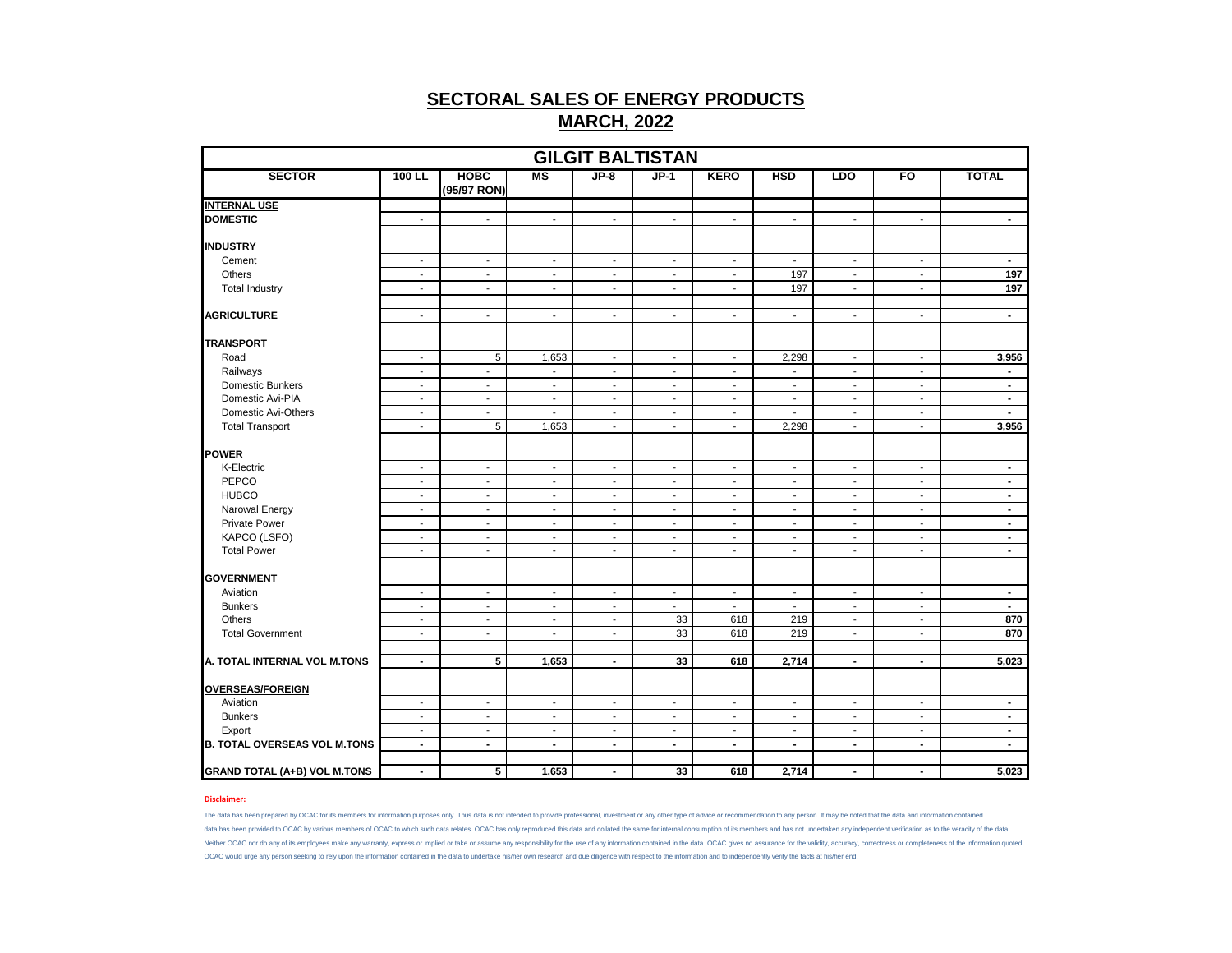# SECTORAL SALES OF ENERGY PRODUCTS

## MARCH, 2022

| GILGIT BALTISTAN | | | | | | | | | | |
|---|---|---|---|---|---|---|---|---|---|---|
| **SECTOR** | **100 LL** | **HOBC (95/97 RON)** | **MS** | **JP-8** | **JP-1** | **KERO** | **HSD** | **LDO** | **FO** | **TOTAL** |
| **INTERNAL USE** | | | | | | | | | | |
| **DOMESTIC** | - | - | - | - | - | - | - | - | - | - |
| **INDUSTRY** | | | | | | | | | | |
| Cement | - | - | - | - | - | - | - | - | - | - |
| Others | - | - | - | - | - | - | 197 | - | - | 197 |
| Total Industry | - | - | - | - | - | - | 197 | - | - | 197 |
| **AGRICULTURE** | - | - | - | - | - | - | - | - | - | - |
| **TRANSPORT** | | | | | | | | | | |
| Road | - | 5 | 1,653 | - | - | - | 2,298 | - | - | 3,956 |
| Railways | - | - | - | - | - | - | - | - | - | - |
| Domestic Bunkers | - | - | - | - | - | - | - | - | - | - |
| Domestic Avi-PIA | - | - | - | - | - | - | - | - | - | - |
| Domestic Avi-Others | - | - | - | - | - | - | - | - | - | - |
| Total Transport | - | 5 | 1,653 | - | - | - | 2,298 | - | - | 3,956 |
| **POWER** | | | | | | | | | | |
| K-Electric | - | - | - | - | - | - | - | - | - | - |
| PEPCO | - | - | - | - | - | - | - | - | - | - |
| HUBCO | - | - | - | - | - | - | - | - | - | - |
| Narowal Energy | - | - | - | - | - | - | - | - | - | - |
| Private Power | - | - | - | - | - | - | - | - | - | - |
| KAPCO (LSFO) | - | - | - | - | - | - | - | - | - | - |
| Total Power | - | - | - | - | - | - | - | - | - | - |
| **GOVERNMENT** | | | | | | | | | | |
| Aviation | - | - | - | - | - | - | - | - | - | - |
| Bunkers | - | - | - | - | - | - | - | - | - | - |
| Others | - | - | - | - | 33 | 618 | 219 | - | - | 870 |
| Total Government | - | - | - | - | 33 | 618 | 219 | - | - | 870 |
| **A. TOTAL INTERNAL VOL M.TONS** | - | 5 | 1,653 | - | 33 | 618 | 2,714 | - | - | 5,023 |
| **OVERSEAS/FOREIGN** | | | | | | | | | | |
| Aviation | - | - | - | - | - | - | - | - | - | - |
| Bunkers | - | - | - | - | - | - | - | - | - | - |
| Export | - | - | - | - | - | - | - | - | - | - |
| **B. TOTAL OVERSEAS VOL M.TONS** | - | - | - | - | - | - | - | - | - | - |
| **GRAND TOTAL (A+B) VOL M.TONS** | - | 5 | 1,653 | - | 33 | 618 | 2,714 | - | - | 5,023 |

**Disclaimer:**

The data has been prepared by OCAC for its members for information purposes only. Thus data is not intended to provide professional, investment or any other type of advice or recommendation to any person. It may be noted that the data and information contained data has been provided to OCAC by various members of OCAC to which such data relates. OCAC has only reproduced this data and collated the same for internal consumption of its members and has not undertaken any independent verification as to the veracity of the data. Neither OCAC nor do any of its employees make any warranty, express or implied or take or assume any responsibility for the use of any information contained in the data. OCAC gives no assurance for the validity, accuracy, correctness or completeness of the information quoted. OCAC would urge any person seeking to rely upon the information contained in the data to undertake his/her own research and due diligence with respect to the information and to independently verify the facts at his/her end.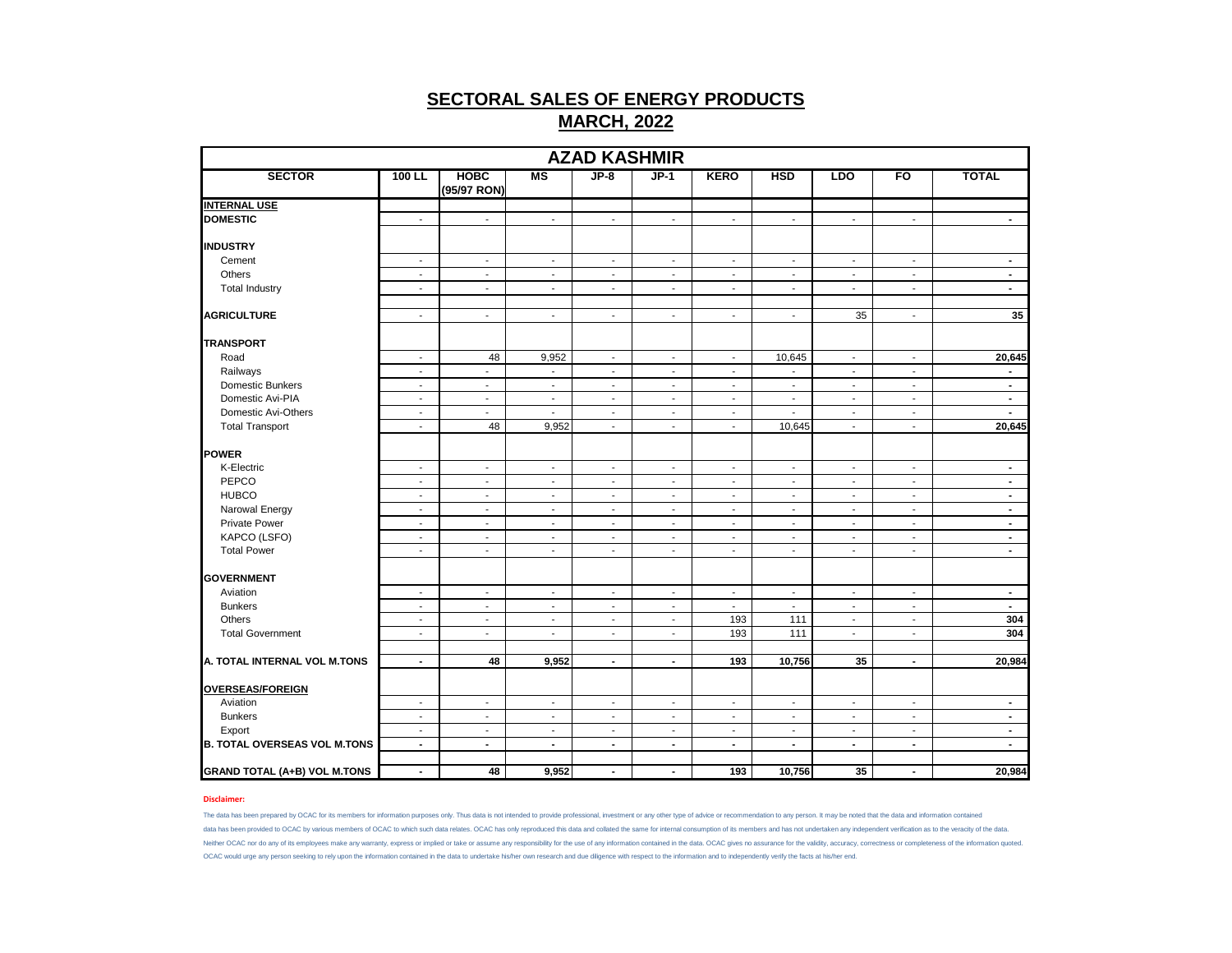# SECTORAL SALES OF ENERGY PRODUCTS

## MARCH, 2022

| AZAD KASHMIR | | | | | | | | | | |
|---|---|---|---|---|---|---|---|---|---|---|
| **SECTOR** | **100 LL** | **HOBC (95/97 RON)** | **MS** | **JP-8** | **JP-1** | **KERO** | **HSD** | **LDO** | **FO** | **TOTAL** |
| **INTERNAL USE** | | | | | | | | | | |
| **DOMESTIC** | - | - | - | - | - | - | - | - | - | **-** |
| **INDUSTRY** | | | | | | | | | | |
| Cement | - | - | - | - | - | - | - | - | - | **-** |
| Others | - | - | - | - | - | - | - | - | - | **-** |
| Total Industry | - | - | - | - | - | - | - | - | - | **-** |
| **AGRICULTURE** | - | - | - | - | - | - | - | 35 | - | **35** |
| **TRANSPORT** | | | | | | | | | | |
| Road | - | 48 | 9,952 | - | - | - | 10,645 | - | - | **20,645** |
| Railways | - | - | - | - | - | - | - | - | - | **-** |
| Domestic Bunkers | - | - | - | - | - | - | - | - | - | **-** |
| Domestic Avi-PIA | - | - | - | - | - | - | - | - | - | **-** |
| Domestic Avi-Others | - | - | - | - | - | - | - | - | - | **-** |
| Total Transport | - | 48 | 9,952 | - | - | - | 10,645 | - | - | **20,645** |
| **POWER** | | | | | | | | | | |
| K-Electric | - | - | - | - | - | - | - | - | - | **-** |
| PEPCO | - | - | - | - | - | - | - | - | - | **-** |
| HUBCO | - | - | - | - | - | - | - | - | - | **-** |
| Narowal Energy | - | - | - | - | - | - | - | - | - | **-** |
| Private Power | - | - | - | - | - | - | - | - | - | **-** |
| KAPCO (LSFO) | - | - | - | - | - | - | - | - | - | **-** |
| Total Power | - | - | - | - | - | - | - | - | - | **-** |
| **GOVERNMENT** | | | | | | | | | | |
| Aviation | - | - | - | - | - | - | - | - | - | **-** |
| Bunkers | - | - | - | - | - | - | - | - | - | **-** |
| Others | - | - | - | - | - | 193 | 111 | - | - | **304** |
| Total Government | - | - | - | - | - | 193 | 111 | - | - | **304** |
| **A. TOTAL INTERNAL VOL M.TONS** | **-** | **48** | **9,952** | **-** | **-** | **193** | **10,756** | **35** | **-** | **20,984** |
| **OVERSEAS/FOREIGN** | | | | | | | | | | |
| Aviation | - | - | - | - | - | - | - | - | - | **-** |
| Bunkers | - | - | - | - | - | - | - | - | - | **-** |
| Export | - | - | - | - | - | - | - | - | - | **-** |
| **B. TOTAL OVERSEAS VOL M.TONS** | **-** | **-** | **-** | **-** | **-** | **-** | **-** | **-** | **-** | **-** |
| **GRAND TOTAL (A+B) VOL M.TONS** | **-** | **48** | **9,952** | **-** | **-** | **193** | **10,756** | **35** | **-** | **20,984** |

**Disclaimer:**

The data has been prepared by OCAC for its members for information purposes only. Thus data is not intended to provide professional, investment or any other type of advice or recommendation to any person. It may be noted that the data and information contained data has been provided to OCAC by various members of OCAC to which such data relates. OCAC has only reproduced this data and collated the same for internal consumption of its members and has not undertaken any independent verification as to the veracity of the data. Neither OCAC nor do any of its employees make any warranty, express or implied or take or assume any responsibility for the use of any information contained in the data. OCAC gives no assurance for the validity, accuracy, correctness or completeness of the information quoted. OCAC would urge any person seeking to rely upon the information contained in the data to undertake his/her own research and due diligence with respect to the information and to independently verify the facts at his/her end.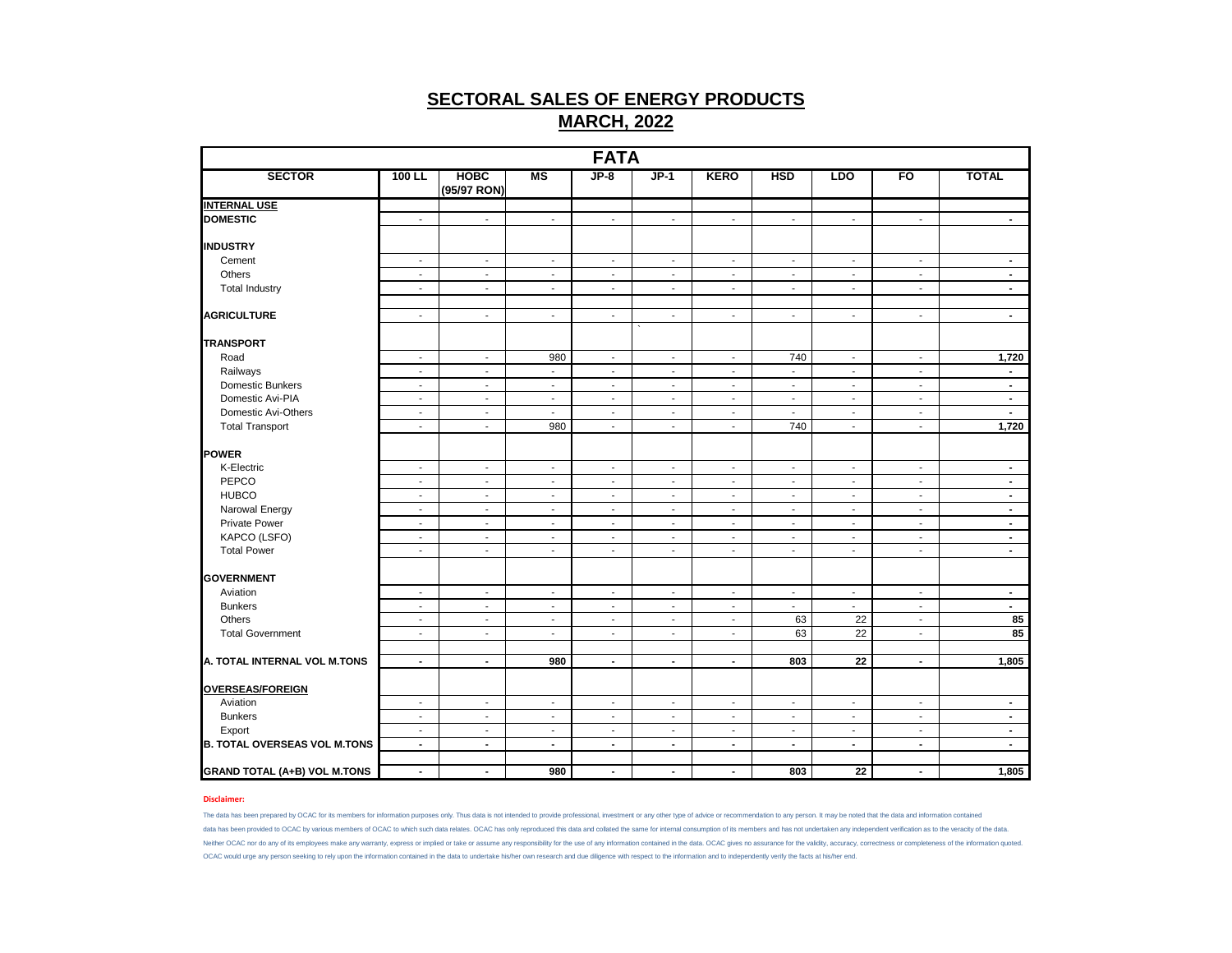# SECTORAL SALES OF ENERGY PRODUCTS

## MARCH, 2022

| FATA | | | | | | | | | | |
|---|---|---|---|---|---|---|---|---|---|---|
| **SECTOR** | **100 LL** | **HOBC (95/97 RON)** | **MS** | **JP-8** | **JP-1** | **KERO** | **HSD** | **LDO** | **FO** | **TOTAL** |
| **INTERNAL USE** | | | | | | | | | | |
| **DOMESTIC** | - | - | - | - | - | - | - | - | - | **-** |
| **INDUSTRY** | | | | | | | | | | |
| Cement | - | - | - | - | - | - | - | - | - | **-** |
| Others | - | - | - | - | - | - | - | - | - | **-** |
| Total Industry | - | - | - | - | - | - | - | - | - | **-** |
| **AGRICULTURE** | - | - | - | - | - | - | - | - | - | **-** |
| **TRANSPORT** | | | | | | | | | | |
| Road | - | - | 980 | - | - | - | 740 | - | - | **1,720** |
| Railways | - | - | - | - | - | - | - | - | - | **-** |
| Domestic Bunkers | - | - | - | - | - | - | - | - | - | **-** |
| Domestic Avi-PIA | - | - | - | - | - | - | - | - | - | **-** |
| Domestic Avi-Others | - | - | - | - | - | - | - | - | - | **-** |
| Total Transport | - | - | 980 | - | - | - | 740 | - | - | **1,720** |
| **POWER** | | | | | | | | | | |
| K-Electric | - | - | - | - | - | - | - | - | - | **-** |
| PEPCO | - | - | - | - | - | - | - | - | - | **-** |
| HUBCO | - | - | - | - | - | - | - | - | - | **-** |
| Narowal Energy | - | - | - | - | - | - | - | - | - | **-** |
| Private Power | - | - | - | - | - | - | - | - | - | **-** |
| KAPCO (LSFO) | - | - | - | - | - | - | - | - | - | **-** |
| Total Power | - | - | - | - | - | - | - | - | - | **-** |
| **GOVERNMENT** | | | | | | | | | | |
| Aviation | - | - | - | - | - | - | - | - | - | **-** |
| Bunkers | - | - | - | - | - | - | - | - | - | **-** |
| Others | - | - | - | - | - | - | 63 | 22 | - | **85** |
| Total Government | - | - | - | - | - | - | 63 | 22 | - | **85** |
| **A. TOTAL INTERNAL VOL M.TONS** | **-** | **-** | **980** | **-** | **-** | **-** | **803** | **22** | **-** | **1,805** |
| **OVERSEAS/FOREIGN** | | | | | | | | | | |
| Aviation | - | - | - | - | - | - | - | - | - | **-** |
| Bunkers | - | - | - | - | - | - | - | - | - | **-** |
| Export | - | - | - | - | - | - | - | - | - | **-** |
| **B. TOTAL OVERSEAS VOL M.TONS** | **-** | **-** | **-** | **-** | **-** | **-** | **-** | **-** | **-** | **-** |
| **GRAND TOTAL (A+B) VOL M.TONS** | **-** | **-** | **980** | **-** | **-** | **-** | **803** | **22** | **-** | **1,805** |

**Disclaimer:**

The data has been prepared by OCAC for its members for information purposes only. Thus data is not intended to provide professional, investment or any other type of advice or recommendation to any person. It may be noted that the data and information contained data has been provided to OCAC by various members of OCAC to which such data relates. OCAC has only reproduced this data and collated the same for internal consumption of its members and has not undertaken any independent verification as to the veracity of the data. Neither OCAC nor do any of its employees make any warranty, express or implied or take or assume any responsibility for the use of any information contained in the data. OCAC gives no assurance for the validity, accuracy, correctness or completeness of the information quoted. OCAC would urge any person seeking to rely upon the information contained in the data to undertake his/her own research and due diligence with respect to the information and to independently verify the facts at his/her end.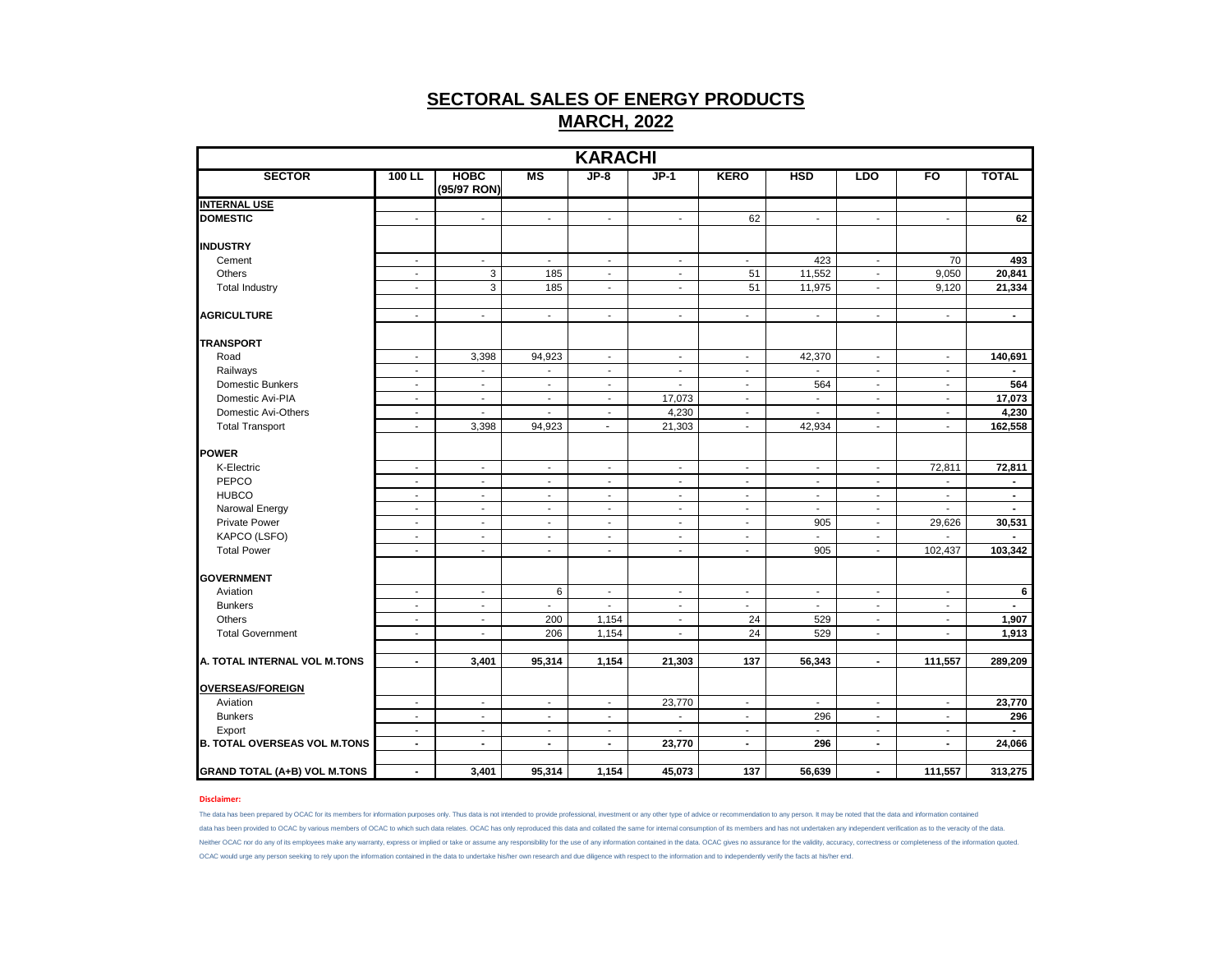## SECTORAL SALES OF ENERGY PRODUCTS

## MARCH, 2022

| KARACHI | | | | | | | | | | |
|---|---|---|---|---|---|---|---|---|---|---|
| **SECTOR** | **100 LL** | **HOBC (95/97 RON)** | **MS** | **JP-8** | **JP-1** | **KERO** | **HSD** | **LDO** | **FO** | **TOTAL** |
| **INTERNAL USE** | | | | | | | | | | |
| **DOMESTIC** | - | - | - | - | - | 62 | - | - | - | **62** |
| **INDUSTRY** | | | | | | | | | | |
| Cement | - | - | - | - | - | - | 423 | - | 70 | **493** |
| Others | - | 3 | 185 | - | - | 51 | 11,552 | - | 9,050 | **20,841** |
| Total Industry | - | 3 | 185 | - | - | 51 | 11,975 | - | 9,120 | **21,334** |
| **AGRICULTURE** | - | - | - | - | - | - | - | - | - | **-** |
| **TRANSPORT** | | | | | | | | | | |
| Road | - | 3,398 | 94,923 | - | - | - | 42,370 | - | - | **140,691** |
| Railways | - | - | - | - | - | - | - | - | - | **-** |
| Domestic Bunkers | - | - | - | - | - | - | 564 | - | - | **564** |
| Domestic Avi-PIA | - | - | - | - | 17,073 | - | - | - | - | **17,073** |
| Domestic Avi-Others | - | - | - | - | 4,230 | - | - | - | - | **4,230** |
| Total Transport | - | 3,398 | 94,923 | - | 21,303 | - | 42,934 | - | - | **162,558** |
| **POWER** | | | | | | | | | | |
| K-Electric | - | - | - | - | - | - | - | - | 72,811 | **72,811** |
| PEPCO | - | - | - | - | - | - | - | - | - | **-** |
| HUBCO | - | - | - | - | - | - | - | - | - | **-** |
| Narowal Energy | - | - | - | - | - | - | - | - | - | **-** |
| Private Power | - | - | - | - | - | - | 905 | - | 29,626 | **30,531** |
| KAPCO (LSFO) | - | - | - | - | - | - | - | - | - | **-** |
| Total Power | - | - | - | - | - | - | 905 | - | 102,437 | **103,342** |
| **GOVERNMENT** | | | | | | | | | | |
| Aviation | - | - | 6 | - | - | - | - | - | - | **6** |
| Bunkers | - | - | - | - | - | - | - | - | - | **-** |
| Others | - | - | 200 | 1,154 | - | 24 | 529 | - | - | **1,907** |
| Total Government | - | - | 206 | 1,154 | - | 24 | 529 | - | - | **1,913** |
| **A. TOTAL INTERNAL VOL M.TONS** | **-** | **3,401** | **95,314** | **1,154** | **21,303** | **137** | **56,343** | **-** | **111,557** | **289,209** |
| **OVERSEAS/FOREIGN** | | | | | | | | | | |
| Aviation | - | - | - | - | 23,770 | - | - | - | - | **23,770** |
| Bunkers | - | - | - | - | - | - | 296 | - | - | **296** |
| Export | - | - | - | - | - | - | - | - | - | **-** |
| **B. TOTAL OVERSEAS VOL M.TONS** | **-** | **-** | **-** | **-** | **23,770** | **-** | **296** | **-** | **-** | **24,066** |
| **GRAND TOTAL (A+B) VOL M.TONS** | **-** | **3,401** | **95,314** | **1,154** | **45,073** | **137** | **56,639** | **-** | **111,557** | **313,275** |

**Disclaimer:**

The data has been prepared by OCAC for its members for information purposes only. Thus data is not intended to provide professional, investment or any other type of advice or recommendation to any person. It may be noted that the data and information contained data has been provided to OCAC by various members of OCAC to which such data relates. OCAC has only reproduced this data and collated the same for internal consumption of its members and has not undertaken any independent verification as to the veracity of the data. Neither OCAC nor do any of its employees make any warranty, express or implied or take or assume any responsibility for the use of any information contained in the data. OCAC gives no assurance for the validity, accuracy, correctness or completeness of the information quoted. OCAC would urge any person seeking to rely upon the information contained in the data to undertake his/her own research and due diligence with respect to the information and to independently verify the facts at his/her end.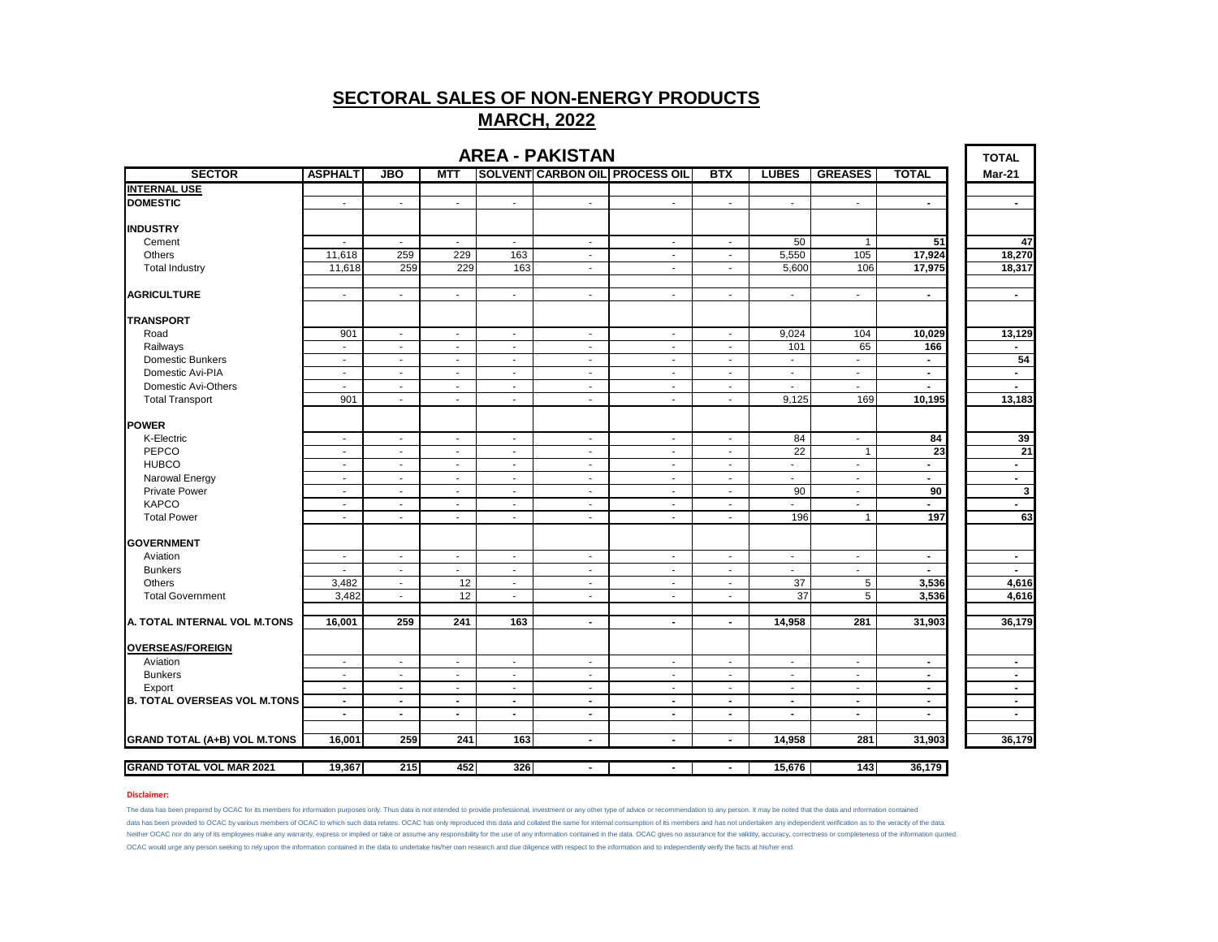## SECTORAL SALES OF NON-ENERGY PRODUCTS

## MARCH, 2022

### AREA - PAKISTAN

| SECTOR | ASPHALT | JBO | MTT | SOLVENT | CARBON OIL | PROCESS OIL | BTX | LUBES | GREASES | TOTAL | TOTAL Mar-21 |
|---|---|---|---|---|---|---|---|---|---|---|---|
| **INTERNAL USE** | | | | | | | | | | | |
| **DOMESTIC** | - | - | - | - | - | - | - | - | - | - | - |
| **INDUSTRY** | | | | | | | | | | | |
| Cement | - | - | - | - | - | - | - | 50 | 1 | 51 | 47 |
| Others | 11,618 | 259 | 229 | 163 | - | - | - | 5,550 | 105 | 17,924 | 18,270 |
| Total Industry | 11,618 | 259 | 229 | 163 | - | - | - | 5,600 | 106 | 17,975 | 18,317 |
| **AGRICULTURE** | - | - | - | - | - | - | - | - | - | - | - |
| **TRANSPORT** | | | | | | | | | | | |
| Road | 901 | - | - | - | - | - | - | 9,024 | 104 | 10,029 | 13,129 |
| Railways | - | - | - | - | - | - | - | 101 | 65 | 166 | - |
| Domestic Bunkers | - | - | - | - | - | - | - | - | - | - | 54 |
| Domestic Avi-PIA | - | - | - | - | - | - | - | - | - | - | - |
| Domestic Avi-Others | - | - | - | - | - | - | - | - | - | - | - |
| Total Transport | 901 | - | - | - | - | - | - | 9,125 | 169 | 10,195 | 13,183 |
| **POWER** | | | | | | | | | | | |
| K-Electric | - | - | - | - | - | - | - | 84 | - | 84 | 39 |
| PEPCO | - | - | - | - | - | - | - | 22 | 1 | 23 | 21 |
| HUBCO | - | - | - | - | - | - | - | - | - | - | - |
| Narowal Energy | - | - | - | - | - | - | - | - | - | - | - |
| Private Power | - | - | - | - | - | - | - | 90 | - | 90 | 3 |
| KAPCO | - | - | - | - | - | - | - | - | - | - | - |
| Total Power | - | - | - | - | - | - | - | 196 | 1 | 197 | 63 |
| **GOVERNMENT** | | | | | | | | | | | |
| Aviation | - | - | - | - | - | - | - | - | - | - | - |
| Bunkers | - | - | - | - | - | - | - | - | - | - | - |
| Others | 3,482 | - | 12 | - | - | - | - | 37 | 5 | 3,536 | 4,616 |
| Total Government | 3,482 | - | 12 | - | - | - | - | 37 | 5 | 3,536 | 4,616 |
| **A. TOTAL INTERNAL VOL M.TONS** | 16,001 | 259 | 241 | 163 | - | - | - | 14,958 | 281 | 31,903 | 36,179 |
| **OVERSEAS/FOREIGN** | | | | | | | | | | | |
| Aviation | - | - | - | - | - | - | - | - | - | - | - |
| Bunkers | - | - | - | - | - | - | - | - | - | - | - |
| Export | - | - | - | - | - | - | - | - | - | - | - |
| **B. TOTAL OVERSEAS VOL M.TONS** | - | - | - | - | - | - | - | - | - | - | - |
| | - | - | - | - | - | - | - | - | - | - | - |
| **GRAND TOTAL (A+B) VOL M.TONS** | 16,001 | 259 | 241 | 163 | - | - | - | 14,958 | 281 | 31,903 | 36,179 |
| **GRAND TOTAL VOL MAR 2021** | 19,367 | 215 | 452 | 326 | - | - | - | 15,676 | 143 | 36,179 | |

**Disclaimer:**

The data has been prepared by OCAC for its members for information purposes only. Thus data is not intended to provide professional, investment or any other type of advice or recommendation to any person. It may be noted that the data and information contained data has been provided to OCAC by various members of OCAC to which such data relates. OCAC has only reproduced this data and collated the same for internal consumption of its members and has not undertaken any independent verification as to the veracity of the data. Neither OCAC nor do any of its employees make any warranty, express or implied or take or assume any responsibility for the use of any information contained in the data. OCAC gives no assurance for the validity, accuracy, correctness or completeness of the information quoted. OCAC would urge any person seeking to rely upon the information contained in the data to undertake his/her own research and due diligence with respect to the information and to independently verify the facts at his/her end.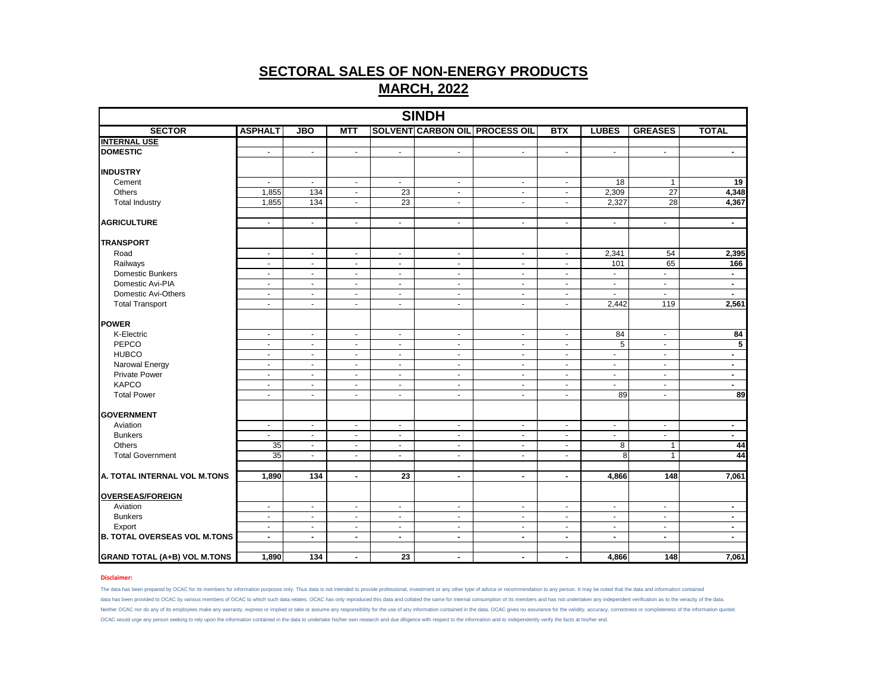# SECTORAL SALES OF NON-ENERGY PRODUCTS

## MARCH, 2022

| SINDH | | | | | | | | | | |
|---|---|---|---|---|---|---|---|---|---|---|
| **SECTOR** | **ASPHALT** | **JBO** | **MTT** | **SOLVENT** | **CARBON OIL** | **PROCESS OIL** | **BTX** | **LUBES** | **GREASES** | **TOTAL** |
| **INTERNAL USE** | | | | | | | | | | |
| **DOMESTIC** | - | - | - | - | - | - | - | - | - | **-** |
| | | | | | | | | | | |
| **INDUSTRY** | | | | | | | | | | |
| Cement | - | - | - | - | - | - | - | 18 | 1 | **19** |
| Others | 1,855 | 134 | - | 23 | - | - | - | 2,309 | 27 | **4,348** |
| Total Industry | 1,855 | 134 | - | 23 | - | - | - | 2,327 | 28 | **4,367** |
| | | | | | | | | | | |
| **AGRICULTURE** | - | - | - | - | - | - | - | - | - | **-** |
| | | | | | | | | | | |
| **TRANSPORT** | | | | | | | | | | |
| Road | - | - | - | - | - | - | - | 2,341 | 54 | **2,395** |
| Railways | - | - | - | - | - | - | - | 101 | 65 | **166** |
| Domestic Bunkers | - | - | - | - | - | - | - | - | - | **-** |
| Domestic Avi-PIA | - | - | - | - | - | - | - | - | - | **-** |
| Domestic Avi-Others | - | - | - | - | - | - | - | - | - | **-** |
| Total Transport | - | - | - | - | - | - | - | 2,442 | 119 | **2,561** |
| | | | | | | | | | | |
| **POWER** | | | | | | | | | | |
| K-Electric | - | - | - | - | - | - | - | 84 | - | **84** |
| PEPCO | - | - | - | - | - | - | - | 5 | - | **5** |
| HUBCO | - | - | - | - | - | - | - | - | - | **-** |
| Narowal Energy | - | - | - | - | - | - | - | - | - | **-** |
| Private Power | - | - | - | - | - | - | - | - | - | **-** |
| KAPCO | - | - | - | - | - | - | - | - | - | **-** |
| Total Power | - | - | - | - | - | - | - | 89 | - | **89** |
| | | | | | | | | | | |
| **GOVERNMENT** | | | | | | | | | | |
| Aviation | - | - | - | - | - | - | - | - | - | **-** |
| Bunkers | - | - | - | - | - | - | - | - | - | **-** |
| Others | 35 | - | - | - | - | - | - | 8 | 1 | **44** |
| Total Government | 35 | - | - | - | - | - | - | 8 | 1 | **44** |
| | | | | | | | | | | |
| **A. TOTAL INTERNAL VOL M.TONS** | **1,890** | **134** | **-** | **23** | **-** | **-** | **-** | **4,866** | **148** | **7,061** |
| | | | | | | | | | | |
| **OVERSEAS/FOREIGN** | | | | | | | | | | |
| Aviation | - | - | - | - | - | - | - | - | - | **-** |
| Bunkers | - | - | - | - | - | - | - | - | - | **-** |
| Export | - | - | - | - | - | - | - | - | - | **-** |
| **B. TOTAL OVERSEAS VOL M.TONS** | **-** | **-** | **-** | **-** | **-** | **-** | **-** | **-** | **-** | **-** |
| | | | | | | | | | | |
| **GRAND TOTAL (A+B) VOL M.TONS** | **1,890** | **134** | **-** | **23** | **-** | **-** | **-** | **4,866** | **148** | **7,061** |

**Disclaimer:**

The data has been prepared by OCAC for its members for information purposes only. Thus data is not intended to provide professional, investment or any other type of advice or recommendation to any person. It may be noted that the data and information contained data has been provided to OCAC by various members of OCAC to which such data relates. OCAC has only reproduced this data and collated the same for internal consumption of its members and has not undertaken any independent verification as to the veracity of the data. Neither OCAC nor do any of its employees make any warranty, express or implied or take or assume any responsibility for the use of any information contained in the data. OCAC gives no assurance for the validity, accuracy, correctness or completeness of the information quoted. OCAC would urge any person seeking to rely upon the information contained in the data to undertake his/her own research and due diligence with respect to the information and to independently verify the facts at his/her end.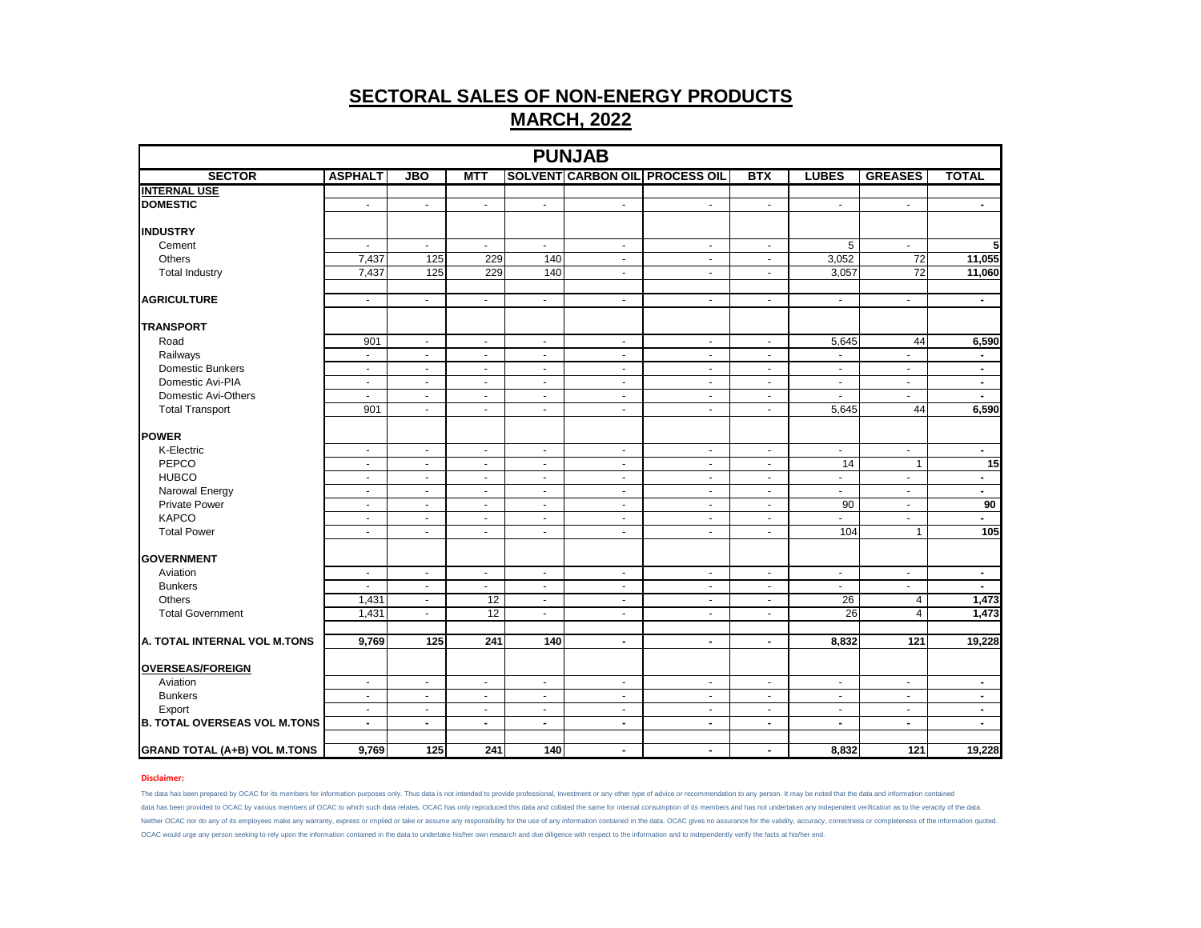# SECTORAL SALES OF NON-ENERGY PRODUCTS

## MARCH, 2022

| PUNJAB | | | | | | | | | | |
|---|---|---|---|---|---|---|---|---|---|---|
| **SECTOR** | **ASPHALT** | **JBO** | **MTT** | **SOLVENT** | **CARBON OIL** | **PROCESS OIL** | **BTX** | **LUBES** | **GREASES** | **TOTAL** |
| **INTERNAL USE** | | | | | | | | | | |
| **DOMESTIC** | - | - | - | - | - | - | - | - | - | **-** |
| **INDUSTRY** | | | | | | | | | | |
| Cement | - | - | - | - | - | - | - | 5 | - | **5** |
| Others | 7,437 | 125 | 229 | 140 | - | - | - | 3,052 | 72 | **11,055** |
| Total Industry | 7,437 | 125 | 229 | 140 | - | - | - | 3,057 | 72 | **11,060** |
| **AGRICULTURE** | - | - | - | - | - | - | - | - | - | **-** |
| **TRANSPORT** | | | | | | | | | | |
| Road | 901 | - | - | - | - | - | - | 5,645 | 44 | **6,590** |
| Railways | - | - | - | - | - | - | - | - | - | **-** |
| Domestic Bunkers | - | - | - | - | - | - | - | - | - | **-** |
| Domestic Avi-PIA | - | - | - | - | - | - | - | - | - | **-** |
| Domestic Avi-Others | - | - | - | - | - | - | - | - | - | **-** |
| Total Transport | 901 | - | - | - | - | - | - | 5,645 | 44 | **6,590** |
| **POWER** | | | | | | | | | | |
| K-Electric | - | - | - | - | - | - | - | - | - | **-** |
| PEPCO | - | - | - | - | - | - | - | 14 | 1 | **15** |
| HUBCO | - | - | - | - | - | - | - | - | - | **-** |
| Narowal Energy | - | - | - | - | - | - | - | - | - | **-** |
| Private Power | - | - | - | - | - | - | - | 90 | - | **90** |
| KAPCO | - | - | - | - | - | - | - | - | - | **-** |
| Total Power | - | - | - | - | - | - | - | 104 | 1 | **105** |
| **GOVERNMENT** | | | | | | | | | | |
| Aviation | - | - | - | - | - | - | - | - | - | **-** |
| Bunkers | - | - | - | - | - | - | - | - | - | **-** |
| Others | 1,431 | - | 12 | - | - | - | - | 26 | 4 | **1,473** |
| Total Government | 1,431 | - | 12 | - | - | - | - | 26 | 4 | **1,473** |
| **A. TOTAL INTERNAL VOL M.TONS** | **9,769** | **125** | **241** | **140** | **-** | **-** | **-** | **8,832** | **121** | **19,228** |
| **OVERSEAS/FOREIGN** | | | | | | | | | | |
| Aviation | - | - | - | - | - | - | - | - | - | **-** |
| Bunkers | - | - | - | - | - | - | - | - | - | **-** |
| Export | - | - | - | - | - | - | - | - | - | **-** |
| **B. TOTAL OVERSEAS VOL M.TONS** | **-** | **-** | **-** | **-** | **-** | **-** | **-** | **-** | **-** | **-** |
| **GRAND TOTAL (A+B) VOL M.TONS** | **9,769** | **125** | **241** | **140** | **-** | **-** | **-** | **8,832** | **121** | **19,228** |

**Disclaimer:**

The data has been prepared by OCAC for its members for information purposes only. Thus data is not intended to provide professional, investment or any other type of advice or recommendation to any person. It may be noted that the data and information contained data has been provided to OCAC by various members of OCAC to which such data relates. OCAC has only reproduced this data and collated the same for internal consumption of its members and has not undertaken any independent verification as to the veracity of the data. Neither OCAC nor do any of its employees make any warranty, express or implied or take or assume any responsibility for the use of any information contained in the data. OCAC gives no assurance for the validity, accuracy, correctness or completeness of the information quoted. OCAC would urge any person seeking to rely upon the information contained in the data to undertake his/her own research and due diligence with respect to the information and to independently verify the facts at his/her end.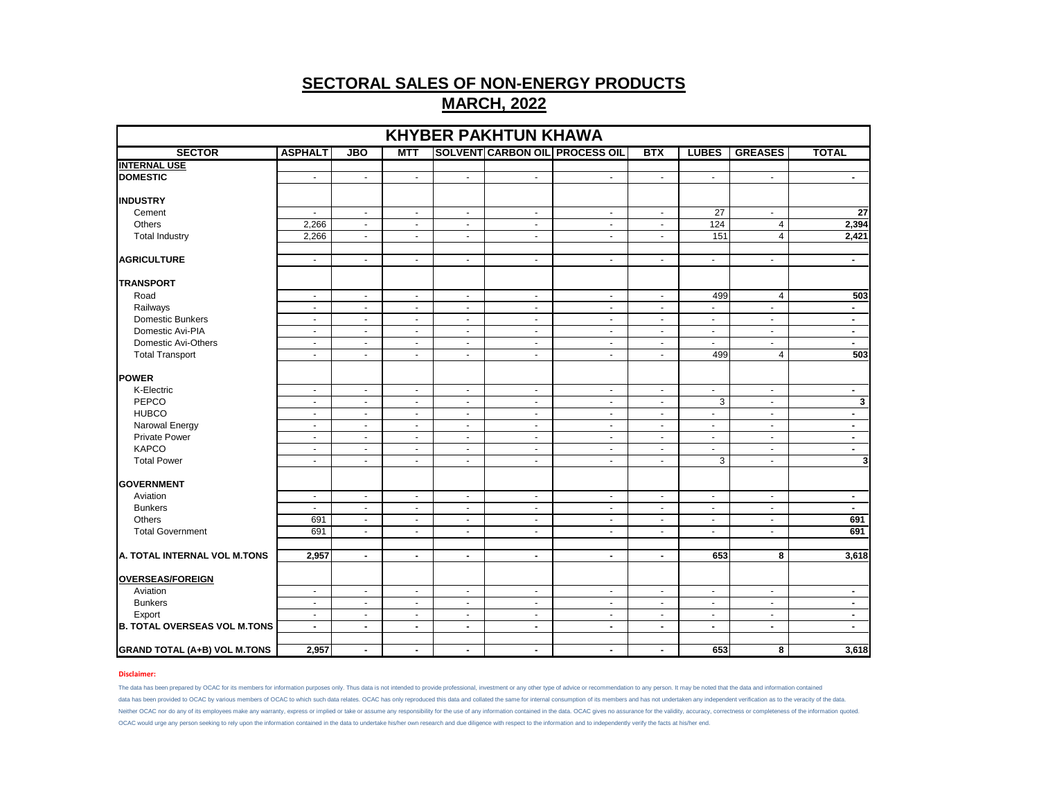# SECTORAL SALES OF NON-ENERGY PRODUCTS

## MARCH, 2022

| KHYBER PAKHTUN KHAWA | | | | | | | | | | |
|---|---|---|---|---|---|---|---|---|---|---|
| **SECTOR** | **ASPHALT** | **JBO** | **MTT** | **SOLVENT** | **CARBON OIL** | **PROCESS OIL** | **BTX** | **LUBES** | **GREASES** | **TOTAL** |
| **INTERNAL USE** | | | | | | | | | | |
| **DOMESTIC** | - | - | - | - | - | - | - | - | - | - |
| | | | | | | | | | | |
| **INDUSTRY** | | | | | | | | | | |
| Cement | - | - | - | - | - | - | - | 27 | - | 27 |
| Others | 2,266 | - | - | - | - | - | - | 124 | 4 | 2,394 |
| Total Industry | 2,266 | - | - | - | - | - | - | 151 | 4 | 2,421 |
| | | | | | | | | | | |
| **AGRICULTURE** | - | - | - | - | - | - | - | - | - | - |
| | | | | | | | | | | |
| **TRANSPORT** | | | | | | | | | | |
| Road | - | - | - | - | - | - | - | 499 | 4 | 503 |
| Railways | - | - | - | - | - | - | - | - | - | - |
| Domestic Bunkers | - | - | - | - | - | - | - | - | - | - |
| Domestic Avi-PIA | - | - | - | - | - | - | - | - | - | - |
| Domestic Avi-Others | - | - | - | - | - | - | - | - | - | - |
| Total Transport | - | - | - | - | - | - | - | 499 | 4 | 503 |
| | | | | | | | | | | |
| **POWER** | | | | | | | | | | |
| K-Electric | - | - | - | - | - | - | - | - | - | - |
| PEPCO | - | - | - | - | - | - | - | 3 | - | 3 |
| HUBCO | - | - | - | - | - | - | - | - | - | - |
| Narowal Energy | - | - | - | - | - | - | - | - | - | - |
| Private Power | - | - | - | - | - | - | - | - | - | - |
| KAPCO | - | - | - | - | - | - | - | - | - | - |
| Total Power | - | - | - | - | - | - | - | 3 | - | 3 |
| | | | | | | | | | | |
| **GOVERNMENT** | | | | | | | | | | |
| Aviation | - | - | - | - | - | - | - | - | - | - |
| Bunkers | - | - | - | - | - | - | - | - | - | - |
| Others | 691 | - | - | - | - | - | - | - | - | 691 |
| Total Government | 691 | - | - | - | - | - | - | - | - | 691 |
| | | | | | | | | | | |
| **A. TOTAL INTERNAL VOL M.TONS** | **2,957** | **-** | **-** | **-** | **-** | **-** | **-** | **653** | **8** | **3,618** |
| | | | | | | | | | | |
| **OVERSEAS/FOREIGN** | | | | | | | | | | |
| Aviation | - | - | - | - | - | - | - | - | - | - |
| Bunkers | - | - | - | - | - | - | - | - | - | - |
| Export | - | - | - | - | - | - | - | - | - | - |
| **B. TOTAL OVERSEAS VOL M.TONS** | **-** | **-** | **-** | **-** | **-** | **-** | **-** | **-** | **-** | **-** |
| | | | | | | | | | | |
| **GRAND TOTAL (A+B) VOL M.TONS** | **2,957** | **-** | **-** | **-** | **-** | **-** | **-** | **653** | **8** | **3,618** |

**Disclaimer:**

The data has been prepared by OCAC for its members for information purposes only. Thus data is not intended to provide professional, investment or any other type of advice or recommendation to any person. It may be noted that the data and information contained data has been provided to OCAC by various members of OCAC to which such data relates. OCAC has only reproduced this data and collated the same for internal consumption of its members and has not undertaken any independent verification as to the veracity of the data. Neither OCAC nor do any of its employees make any warranty, express or implied or take or assume any responsibility for the use of any information contained in the data. OCAC gives no assurance for the validity, accuracy, correctness or completeness of the information quoted. OCAC would urge any person seeking to rely upon the information contained in the data to undertake his/her own research and due diligence with respect to the information and to independently verify the facts at his/her end.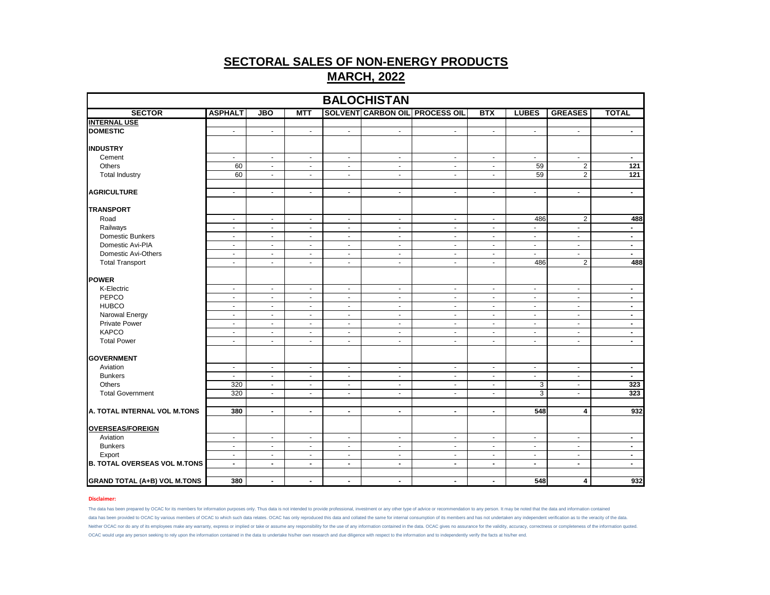# SECTORAL SALES OF NON-ENERGY PRODUCTS

## MARCH, 2022

| BALOCHISTAN | | | | | | | | | | |
|---|---|---|---|---|---|---|---|---|---|---|
| **SECTOR** | **ASPHALT** | **JBO** | **MTT** | **SOLVENT** | **CARBON OIL** | **PROCESS OIL** | **BTX** | **LUBES** | **GREASES** | **TOTAL** |
| **INTERNAL USE** | | | | | | | | | | |
| **DOMESTIC** | - | - | - | - | - | - | - | - | - | - |
| | | | | | | | | | | |
| **INDUSTRY** | | | | | | | | | | |
| Cement | - | - | - | - | - | - | - | - | - | - |
| Others | 60 | - | - | - | - | - | - | 59 | 2 | 121 |
| Total Industry | 60 | - | - | - | - | - | - | 59 | 2 | 121 |
| | | | | | | | | | | |
| **AGRICULTURE** | - | - | - | - | - | - | - | - | - | - |
| | | | | | | | | | | |
| **TRANSPORT** | | | | | | | | | | |
| Road | - | - | - | - | - | - | - | 486 | 2 | 488 |
| Railways | - | - | - | - | - | - | - | - | - | - |
| Domestic Bunkers | - | - | - | - | - | - | - | - | - | - |
| Domestic Avi-PIA | - | - | - | - | - | - | - | - | - | - |
| Domestic Avi-Others | - | - | - | - | - | - | - | - | - | - |
| Total Transport | - | - | - | - | - | - | - | 486 | 2 | 488 |
| | | | | | | | | | | |
| **POWER** | | | | | | | | | | |
| K-Electric | - | - | - | - | - | - | - | - | - | - |
| PEPCO | - | - | - | - | - | - | - | - | - | - |
| HUBCO | - | - | - | - | - | - | - | - | - | - |
| Narowal Energy | - | - | - | - | - | - | - | - | - | - |
| Private Power | - | - | - | - | - | - | - | - | - | - |
| KAPCO | - | - | - | - | - | - | - | - | - | - |
| Total Power | - | - | - | - | - | - | - | - | - | - |
| | | | | | | | | | | |
| **GOVERNMENT** | | | | | | | | | | |
| Aviation | - | - | - | - | - | - | - | - | - | - |
| Bunkers | - | - | - | - | - | - | - | - | - | - |
| Others | 320 | - | - | - | - | - | - | 3 | - | 323 |
| Total Government | 320 | - | - | - | - | - | - | 3 | - | 323 |
| | | | | | | | | | | |
| **A. TOTAL INTERNAL VOL M.TONS** | **380** | **-** | **-** | **-** | **-** | **-** | **-** | **548** | **4** | **932** |
| | | | | | | | | | | |
| **OVERSEAS/FOREIGN** | | | | | | | | | | |
| Aviation | - | - | - | - | - | - | - | - | - | - |
| Bunkers | - | - | - | - | - | - | - | - | - | - |
| Export | - | - | - | - | - | - | - | - | - | - |
| **B. TOTAL OVERSEAS VOL M.TONS** | **-** | **-** | **-** | **-** | **-** | **-** | **-** | **-** | **-** | **-** |
| | | | | | | | | | | |
| **GRAND TOTAL (A+B) VOL M.TONS** | **380** | **-** | **-** | **-** | **-** | **-** | **-** | **548** | **4** | **932** |

**Disclaimer:**

The data has been prepared by OCAC for its members for information purposes only. Thus data is not intended to provide professional, investment or any other type of advice or recommendation to any person. It may be noted that the data and information contained data has been provided to OCAC by various members of OCAC to which such data relates. OCAC has only reproduced this data and collated the same for internal consumption of its members and has not undertaken any independent verification as to the veracity of the data. Neither OCAC nor do any of its employees make any warranty, express or implied or take or assume any responsibility for the use of any information contained in the data. OCAC gives no assurance for the validity, accuracy, correctness or completeness of the information quoted. OCAC would urge any person seeking to rely upon the information contained in the data to undertake his/her own research and due diligence with respect to the information and to independently verify the facts at his/her end.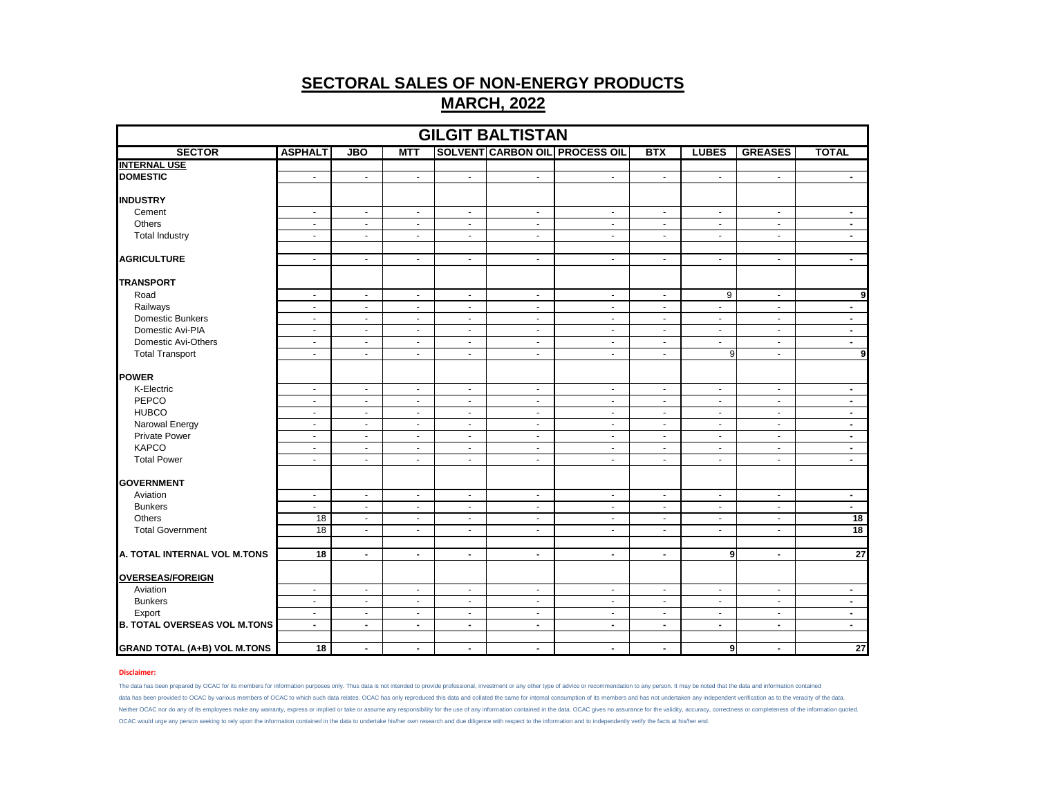# SECTORAL SALES OF NON-ENERGY PRODUCTS

## MARCH, 2022

| GILGIT BALTISTAN | | | | | | | | | | |
|---|---|---|---|---|---|---|---|---|---|---|
| **SECTOR** | **ASPHALT** | **JBO** | **MTT** | **SOLVENT** | **CARBON OIL** | **PROCESS OIL** | **BTX** | **LUBES** | **GREASES** | **TOTAL** |
| **INTERNAL USE** | | | | | | | | | | |
| **DOMESTIC** | - | - | - | - | - | - | - | - | - | - |
| | | | | | | | | | | |
| **INDUSTRY** | | | | | | | | | | |
| Cement | - | - | - | - | - | - | - | - | - | - |
| Others | - | - | - | - | - | - | - | - | - | - |
| Total Industry | - | - | - | - | - | - | - | - | - | - |
| | | | | | | | | | | |
| **AGRICULTURE** | - | - | - | - | - | - | - | - | - | - |
| | | | | | | | | | | |
| **TRANSPORT** | | | | | | | | | | |
| Road | - | - | - | - | - | - | - | 9 | - | 9 |
| Railways | - | - | - | - | - | - | - | - | - | - |
| Domestic Bunkers | - | - | - | - | - | - | - | - | - | - |
| Domestic Avi-PIA | - | - | - | - | - | - | - | - | - | - |
| Domestic Avi-Others | - | - | - | - | - | - | - | - | - | - |
| Total Transport | - | - | - | - | - | - | - | 9 | - | 9 |
| | | | | | | | | | | |
| **POWER** | | | | | | | | | | |
| K-Electric | - | - | - | - | - | - | - | - | - | - |
| PEPCO | - | - | - | - | - | - | - | - | - | - |
| HUBCO | - | - | - | - | - | - | - | - | - | - |
| Narowal Energy | - | - | - | - | - | - | - | - | - | - |
| Private Power | - | - | - | - | - | - | - | - | - | - |
| KAPCO | - | - | - | - | - | - | - | - | - | - |
| Total Power | - | - | - | - | - | - | - | - | - | - |
| | | | | | | | | | | |
| **GOVERNMENT** | | | | | | | | | | |
| Aviation | - | - | - | - | - | - | - | - | - | - |
| Bunkers | - | - | - | - | - | - | - | - | - | - |
| Others | 18 | - | - | - | - | - | - | - | - | 18 |
| Total Government | 18 | - | - | - | - | - | - | - | - | 18 |
| | | | | | | | | | | |
| **A. TOTAL INTERNAL VOL M.TONS** | **18** | **-** | **-** | **-** | **-** | **-** | **-** | **9** | **-** | **27** |
| | | | | | | | | | | |
| **OVERSEAS/FOREIGN** | | | | | | | | | | |
| Aviation | - | - | - | - | - | - | - | - | - | - |
| Bunkers | - | - | - | - | - | - | - | - | - | - |
| Export | - | - | - | - | - | - | - | - | - | - |
| **B. TOTAL OVERSEAS VOL M.TONS** | **-** | **-** | **-** | **-** | **-** | **-** | **-** | **-** | **-** | **-** |
| | | | | | | | | | | |
| **GRAND TOTAL (A+B) VOL M.TONS** | **18** | **-** | **-** | **-** | **-** | **-** | **-** | **9** | **-** | **27** |

**Disclaimer:**

The data has been prepared by OCAC for its members for information purposes only. Thus data is not intended to provide professional, investment or any other type of advice or recommendation to any person. It may be noted that the data and information contained data has been provided to OCAC by various members of OCAC to which such data relates. OCAC has only reproduced this data and collated the same for internal consumption of its members and has not undertaken any independent verification as to the veracity of the data. Neither OCAC nor do any of its employees make any warranty, express or implied or take or assume any responsibility for the use of any information contained in the data. OCAC gives no assurance for the validity, accuracy, correctness or completeness of the information quoted. OCAC would urge any person seeking to rely upon the information contained in the data to undertake his/her own research and due diligence with respect to the information and to independently verify the facts at his/her end.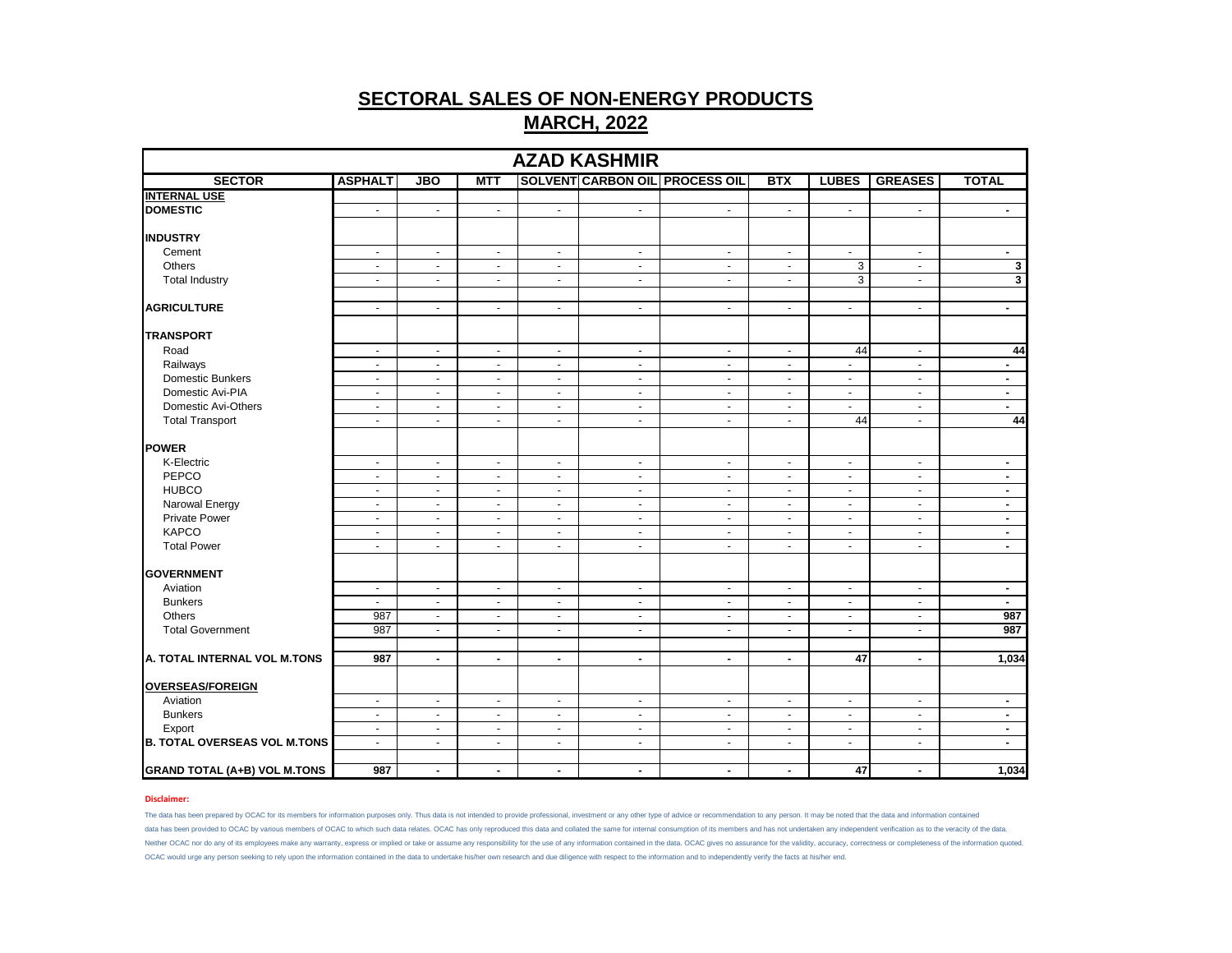# SECTORAL SALES OF NON-ENERGY PRODUCTS

## MARCH, 2022

| AZAD KASHMIR | | | | | | | | | | |
|---|---|---|---|---|---|---|---|---|---|---|
| **SECTOR** | **ASPHALT** | **JBO** | **MTT** | **SOLVENT** | **CARBON OIL** | **PROCESS OIL** | **BTX** | **LUBES** | **GREASES** | **TOTAL** |
| **INTERNAL USE** | | | | | | | | | | |
| **DOMESTIC** | - | - | - | - | - | - | - | - | - | - |
| **INDUSTRY** | | | | | | | | | | |
| Cement | - | - | - | - | - | - | - | - | - | - |
| Others | - | - | - | - | - | - | - | 3 | - | 3 |
| Total Industry | - | - | - | - | - | - | - | 3 | - | 3 |
| **AGRICULTURE** | - | - | - | - | - | - | - | - | - | - |
| **TRANSPORT** | | | | | | | | | | |
| Road | - | - | - | - | - | - | - | 44 | - | 44 |
| Railways | - | - | - | - | - | - | - | - | - | - |
| Domestic Bunkers | - | - | - | - | - | - | - | - | - | - |
| Domestic Avi-PIA | - | - | - | - | - | - | - | - | - | - |
| Domestic Avi-Others | - | - | - | - | - | - | - | - | - | - |
| Total Transport | - | - | - | - | - | - | - | 44 | - | 44 |
| **POWER** | | | | | | | | | | |
| K-Electric | - | - | - | - | - | - | - | - | - | - |
| PEPCO | - | - | - | - | - | - | - | - | - | - |
| HUBCO | - | - | - | - | - | - | - | - | - | - |
| Narowal Energy | - | - | - | - | - | - | - | - | - | - |
| Private Power | - | - | - | - | - | - | - | - | - | - |
| KAPCO | - | - | - | - | - | - | - | - | - | - |
| Total Power | - | - | - | - | - | - | - | - | - | - |
| **GOVERNMENT** | | | | | | | | | | |
| Aviation | - | - | - | - | - | - | - | - | - | - |
| Bunkers | - | - | - | - | - | - | - | - | - | - |
| Others | 987 | - | - | - | - | - | - | - | - | 987 |
| Total Government | 987 | - | - | - | - | - | - | - | - | 987 |
| **A. TOTAL INTERNAL VOL M.TONS** | **987** | **-** | **-** | **-** | **-** | **-** | **-** | **47** | **-** | **1,034** |
| **OVERSEAS/FOREIGN** | | | | | | | | | | |
| Aviation | - | - | - | - | - | - | - | - | - | - |
| Bunkers | - | - | - | - | - | - | - | - | - | - |
| Export | - | - | - | - | - | - | - | - | - | - |
| **B. TOTAL OVERSEAS VOL M.TONS** | - | - | - | - | - | - | - | - | - | - |
| **GRAND TOTAL (A+B) VOL M.TONS** | **987** | **-** | **-** | **-** | **-** | **-** | **-** | **47** | **-** | **1,034** |

**Disclaimer:**

The data has been prepared by OCAC for its members for information purposes only. Thus data is not intended to provide professional, investment or any other type of advice or recommendation to any person. It may be noted that the data and information contained data has been provided to OCAC by various members of OCAC to which such data relates. OCAC has only reproduced this data and collated the same for internal consumption of its members and has not undertaken any independent verification as to the veracity of the data. Neither OCAC nor do any of its employees make any warranty, express or implied or take or assume any responsibility for the use of any information contained in the data. OCAC gives no assurance for the validity, accuracy, correctness or completeness of the information quoted. OCAC would urge any person seeking to rely upon the information contained in the data to undertake his/her own research and due diligence with respect to the information and to independently verify the facts at his/her end.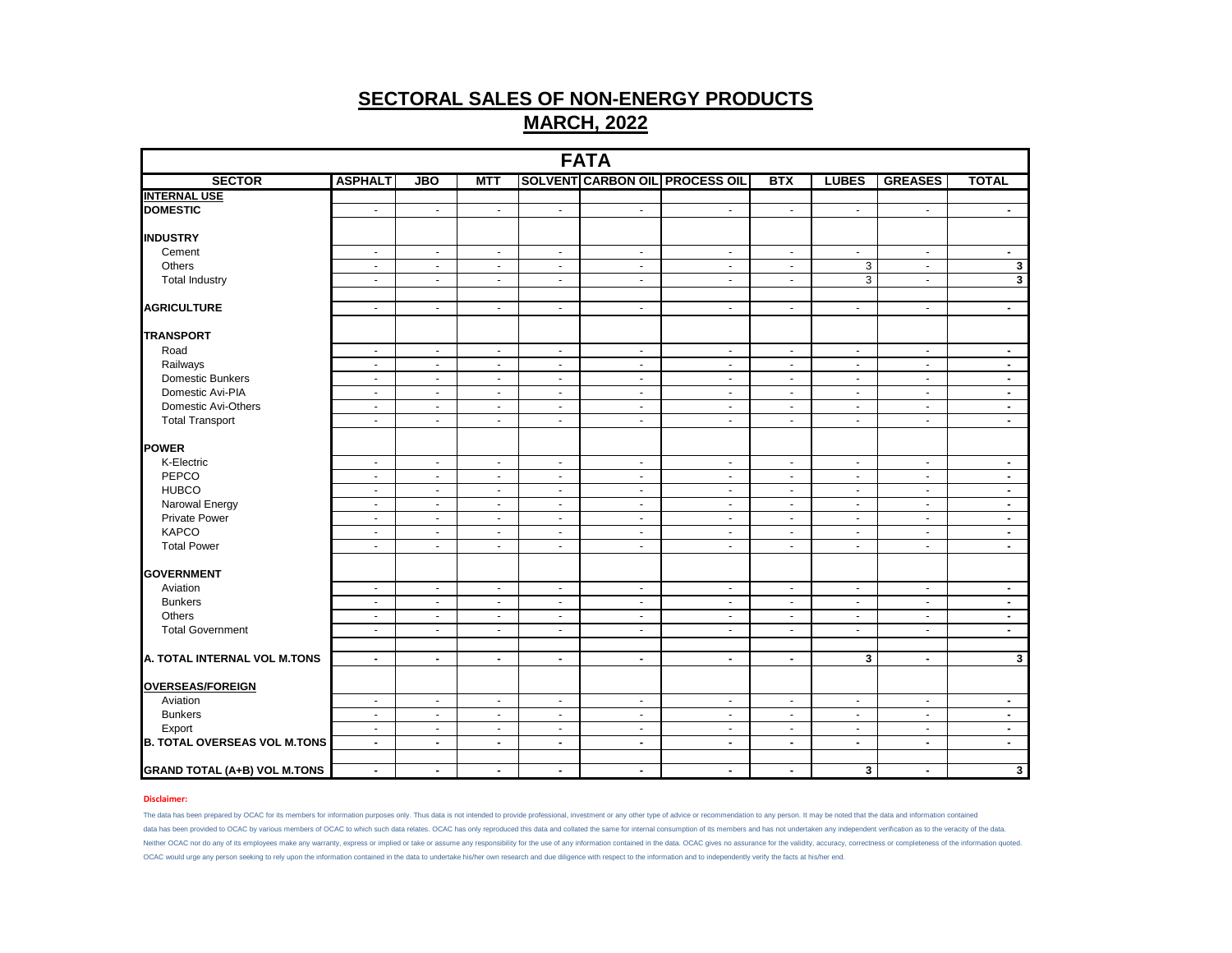# SECTORAL SALES OF NON-ENERGY PRODUCTS

## MARCH, 2022

| FATA | | | | | | | | | | |
|---|---|---|---|---|---|---|---|---|---|---|
| **SECTOR** | **ASPHALT** | **JBO** | **MTT** | **SOLVENT** | **CARBON OIL** | **PROCESS OIL** | **BTX** | **LUBES** | **GREASES** | **TOTAL** |
| **INTERNAL USE** | | | | | | | | | | |
| **DOMESTIC** | - | - | - | - | - | - | - | - | - | **-** |
| | | | | | | | | | | |
| **INDUSTRY** | | | | | | | | | | |
| Cement | - | - | - | - | - | - | - | - | - | **-** |
| Others | - | - | - | - | - | - | - | 3 | - | **3** |
| Total Industry | - | - | - | - | - | - | - | 3 | - | **3** |
| | | | | | | | | | | |
| **AGRICULTURE** | - | - | - | - | - | - | - | - | - | **-** |
| | | | | | | | | | | |
| **TRANSPORT** | | | | | | | | | | |
| Road | - | - | - | - | - | - | - | - | - | **-** |
| Railways | - | - | - | - | - | - | - | - | - | **-** |
| Domestic Bunkers | - | - | - | - | - | - | - | - | - | **-** |
| Domestic Avi-PIA | - | - | - | - | - | - | - | - | - | **-** |
| Domestic Avi-Others | - | - | - | - | - | - | - | - | - | **-** |
| Total Transport | - | - | - | - | - | - | - | - | - | **-** |
| | | | | | | | | | | |
| **POWER** | | | | | | | | | | |
| K-Electric | - | - | - | - | - | - | - | - | - | **-** |
| PEPCO | - | - | - | - | - | - | - | - | - | **-** |
| HUBCO | - | - | - | - | - | - | - | - | - | **-** |
| Narowal Energy | - | - | - | - | - | - | - | - | - | **-** |
| Private Power | - | - | - | - | - | - | - | - | - | **-** |
| KAPCO | - | - | - | - | - | - | - | - | - | **-** |
| Total Power | - | - | - | - | - | - | - | - | - | **-** |
| | | | | | | | | | | |
| **GOVERNMENT** | | | | | | | | | | |
| Aviation | - | - | - | - | - | - | - | - | - | **-** |
| Bunkers | - | - | - | - | - | - | - | - | - | **-** |
| Others | - | - | - | - | - | - | - | - | - | **-** |
| Total Government | - | - | - | - | - | - | - | - | - | **-** |
| | | | | | | | | | | |
| **A. TOTAL INTERNAL VOL M.TONS** | **-** | **-** | **-** | **-** | **-** | **-** | **-** | **3** | **-** | **3** |
| | | | | | | | | | | |
| **OVERSEAS/FOREIGN** | | | | | | | | | | |
| Aviation | - | - | - | - | - | - | - | - | - | **-** |
| Bunkers | - | - | - | - | - | - | - | - | - | **-** |
| Export | - | - | - | - | - | - | - | - | - | **-** |
| **B. TOTAL OVERSEAS VOL M.TONS** | **-** | **-** | **-** | **-** | **-** | **-** | **-** | **-** | **-** | **-** |
| | | | | | | | | | | |
| **GRAND TOTAL (A+B) VOL M.TONS** | **-** | **-** | **-** | **-** | **-** | **-** | **-** | **3** | **-** | **3** |

**Disclaimer:**

The data has been prepared by OCAC for its members for information purposes only. Thus data is not intended to provide professional, investment or any other type of advice or recommendation to any person. It may be noted that the data and information contained data has been provided to OCAC by various members of OCAC to which such data relates. OCAC has only reproduced this data and collated the same for internal consumption of its members and has not undertaken any independent verification as to the veracity of the data. Neither OCAC nor do any of its employees make any warranty, express or implied or take or assume any responsibility for the use of any information contained in the data. OCAC gives no assurance for the validity, accuracy, correctness or completeness of the information quoted. OCAC would urge any person seeking to rely upon the information contained in the data to undertake his/her own research and due diligence with respect to the information and to independently verify the facts at his/her end.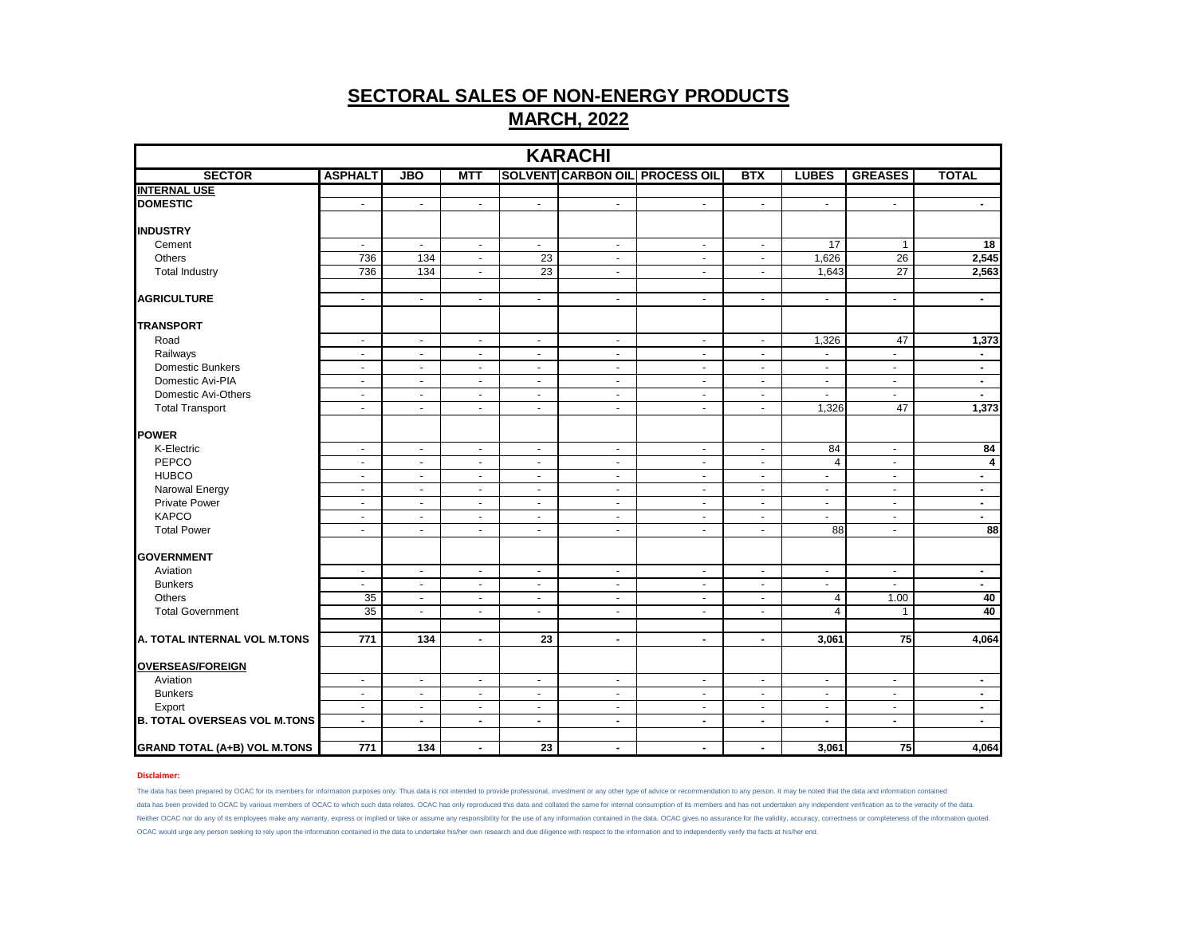# SECTORAL SALES OF NON-ENERGY PRODUCTS

## MARCH, 2022

| KARACHI | | | | | | | | | | |
|---|---|---|---|---|---|---|---|---|---|---|
| **SECTOR** | **ASPHALT** | **JBO** | **MTT** | **SOLVENT** | **CARBON OIL** | **PROCESS OIL** | **BTX** | **LUBES** | **GREASES** | **TOTAL** |
| **INTERNAL USE** | | | | | | | | | | |
| **DOMESTIC** | - | - | - | - | - | - | - | - | - | **-** |
| | | | | | | | | | | |
| **INDUSTRY** | | | | | | | | | | |
| Cement | - | - | - | - | - | - | - | 17 | 1 | **18** |
| Others | 736 | 134 | - | 23 | - | - | - | 1,626 | 26 | **2,545** |
| Total Industry | 736 | 134 | - | 23 | - | - | - | 1,643 | 27 | **2,563** |
| | | | | | | | | | | |
| **AGRICULTURE** | - | - | - | - | - | - | - | - | - | **-** |
| | | | | | | | | | | |
| **TRANSPORT** | | | | | | | | | | |
| Road | - | - | - | - | - | - | - | 1,326 | 47 | **1,373** |
| Railways | - | - | - | - | - | - | - | - | - | **-** |
| Domestic Bunkers | - | - | - | - | - | - | - | - | - | **-** |
| Domestic Avi-PIA | - | - | - | - | - | - | - | - | - | **-** |
| Domestic Avi-Others | - | - | - | - | - | - | - | - | - | **-** |
| Total Transport | - | - | - | - | - | - | - | 1,326 | 47 | **1,373** |
| | | | | | | | | | | |
| **POWER** | | | | | | | | | | |
| K-Electric | - | - | - | - | - | - | - | 84 | - | **84** |
| PEPCO | - | - | - | - | - | - | - | 4 | - | **4** |
| HUBCO | - | - | - | - | - | - | - | - | - | **-** |
| Narowal Energy | - | - | - | - | - | - | - | - | - | **-** |
| Private Power | - | - | - | - | - | - | - | - | - | **-** |
| KAPCO | - | - | - | - | - | - | - | - | - | **-** |
| Total Power | - | - | - | - | - | - | - | 88 | - | **88** |
| | | | | | | | | | | |
| **GOVERNMENT** | | | | | | | | | | |
| Aviation | - | - | - | - | - | - | - | - | - | **-** |
| Bunkers | - | - | - | - | - | - | - | - | - | **-** |
| Others | 35 | - | - | - | - | - | - | 4 | 1.00 | **40** |
| Total Government | 35 | - | - | - | - | - | - | 4 | 1 | **40** |
| | | | | | | | | | | |
| **A. TOTAL INTERNAL VOL M.TONS** | **771** | **134** | **-** | **23** | **-** | **-** | **-** | **3,061** | **75** | **4,064** |
| | | | | | | | | | | |
| **OVERSEAS/FOREIGN** | | | | | | | | | | |
| Aviation | - | - | - | - | - | - | - | - | - | **-** |
| Bunkers | - | - | - | - | - | - | - | - | - | **-** |
| Export | - | - | - | - | - | - | - | - | - | **-** |
| **B. TOTAL OVERSEAS VOL M.TONS** | **-** | **-** | **-** | **-** | **-** | **-** | **-** | **-** | **-** | **-** |
| | | | | | | | | | | |
| **GRAND TOTAL (A+B) VOL M.TONS** | **771** | **134** | **-** | **23** | **-** | **-** | **-** | **3,061** | **75** | **4,064** |

**Disclaimer:**

The data has been prepared by OCAC for its members for information purposes only. Thus data is not intended to provide professional, investment or any other type of advice or recommendation to any person. It may be noted that the data and information contained data has been provided to OCAC by various members of OCAC to which such data relates. OCAC has only reproduced this data and collated the same for internal consumption of its members and has not undertaken any independent verification as to the veracity of the data. Neither OCAC nor do any of its employees make any warranty, express or implied or take or assume any responsibility for the use of any information contained in the data. OCAC gives no assurance for the validity, accuracy, correctness or completeness of the information quoted. OCAC would urge any person seeking to rely upon the information contained in the data to undertake his/her own research and due diligence with respect to the information and to independently verify the facts at his/her end.